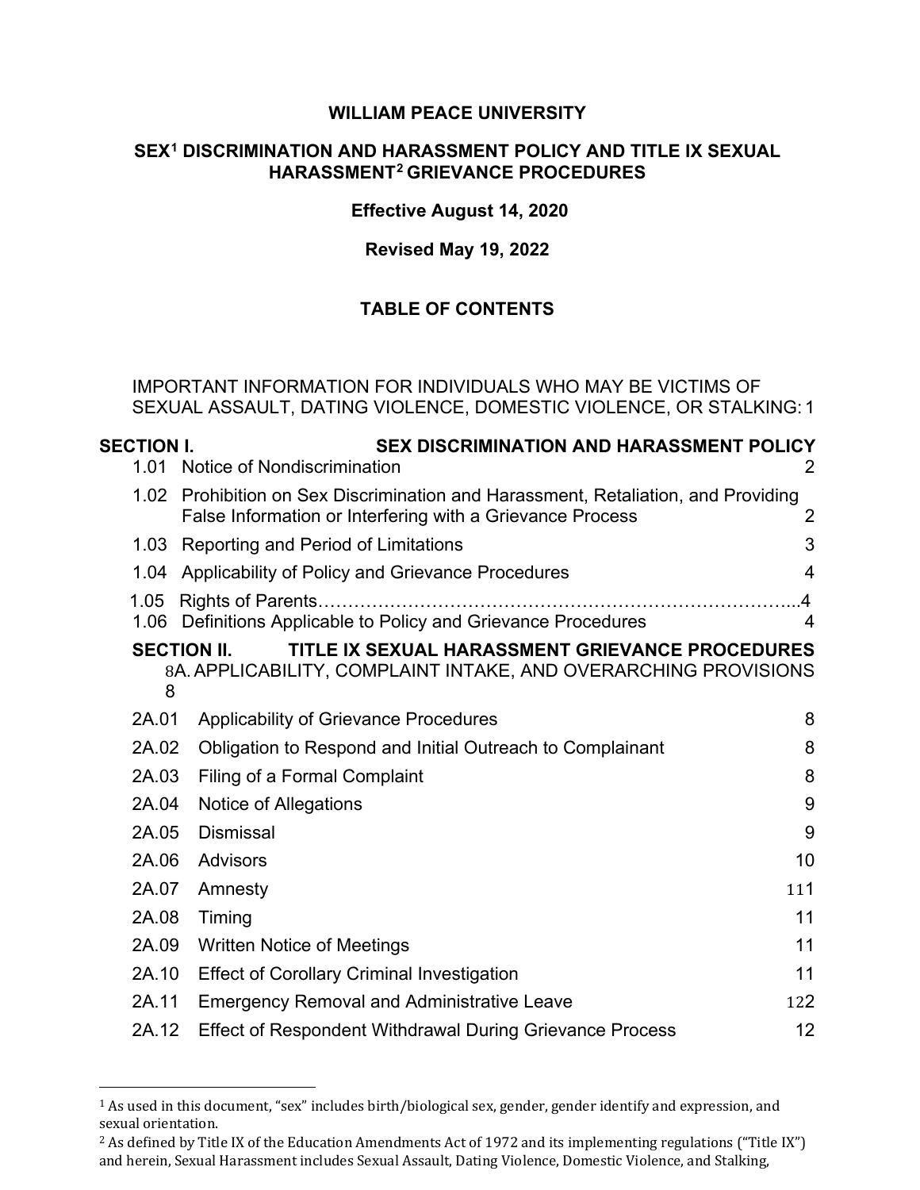**WILLIAM PEACE UNIVERSITY**

**SEX[1] DISCRIMINATION AND HARASSMENT POLICY AND TITLE IX SEXUAL HARASSMENT[2] GRIEVANCE PROCEDURES**

**Effective August 14, 2020**

**Revised May 19, 2022**

**TABLE OF CONTENTS**

IMPORTANT INFORMATION FOR INDIVIDUALS WHO MAY BE VICTIMS OF SEXUAL ASSAULT, DATING VIOLENCE, DOMESTIC VIOLENCE, OR STALKING: 1

**SECTION I. SEX DISCRIMINATION AND HARASSMENT POLICY**

| | | |
|---|---|---|
| 1.01 | Notice of Nondiscrimination | 2 |
| 1.02 | Prohibition on Sex Discrimination and Harassment, Retaliation, and Providing False Information or Interfering with a Grievance Process | 2 |
| 1.03 | Reporting and Period of Limitations | 3 |
| 1.04 | Applicability of Policy and Grievance Procedures | 4 |
| 1.05 | Rights of Parents……………………………………………………………………...4 | |
| 1.06 | Definitions Applicable to Policy and Grievance Procedures | 4 |

**SECTION II. TITLE IX SEXUAL HARASSMENT GRIEVANCE PROCEDURES**

8A. APPLICABILITY, COMPLAINT INTAKE, AND OVERARCHING PROVISIONS 8

| | | |
|---|---|---|
| 2A.01 | Applicability of Grievance Procedures | 8 |
| 2A.02 | Obligation to Respond and Initial Outreach to Complainant | 8 |
| 2A.03 | Filing of a Formal Complaint | 8 |
| 2A.04 | Notice of Allegations | 9 |
| 2A.05 | Dismissal | 9 |
| 2A.06 | Advisors | 10 |
| 2A.07 | Amnesty | 111 |
| 2A.08 | Timing | 11 |
| 2A.09 | Written Notice of Meetings | 11 |
| 2A.10 | Effect of Corollary Criminal Investigation | 11 |
| 2A.11 | Emergency Removal and Administrative Leave | 122 |
| 2A.12 | Effect of Respondent Withdrawal During Grievance Process | 12 |

[1] As used in this document, "sex" includes birth/biological sex, gender, gender identify and expression, and sexual orientation.

[2] As defined by Title IX of the Education Amendments Act of 1972 and its implementing regulations ("Title IX") and herein, Sexual Harassment includes Sexual Assault, Dating Violence, Domestic Violence, and Stalking,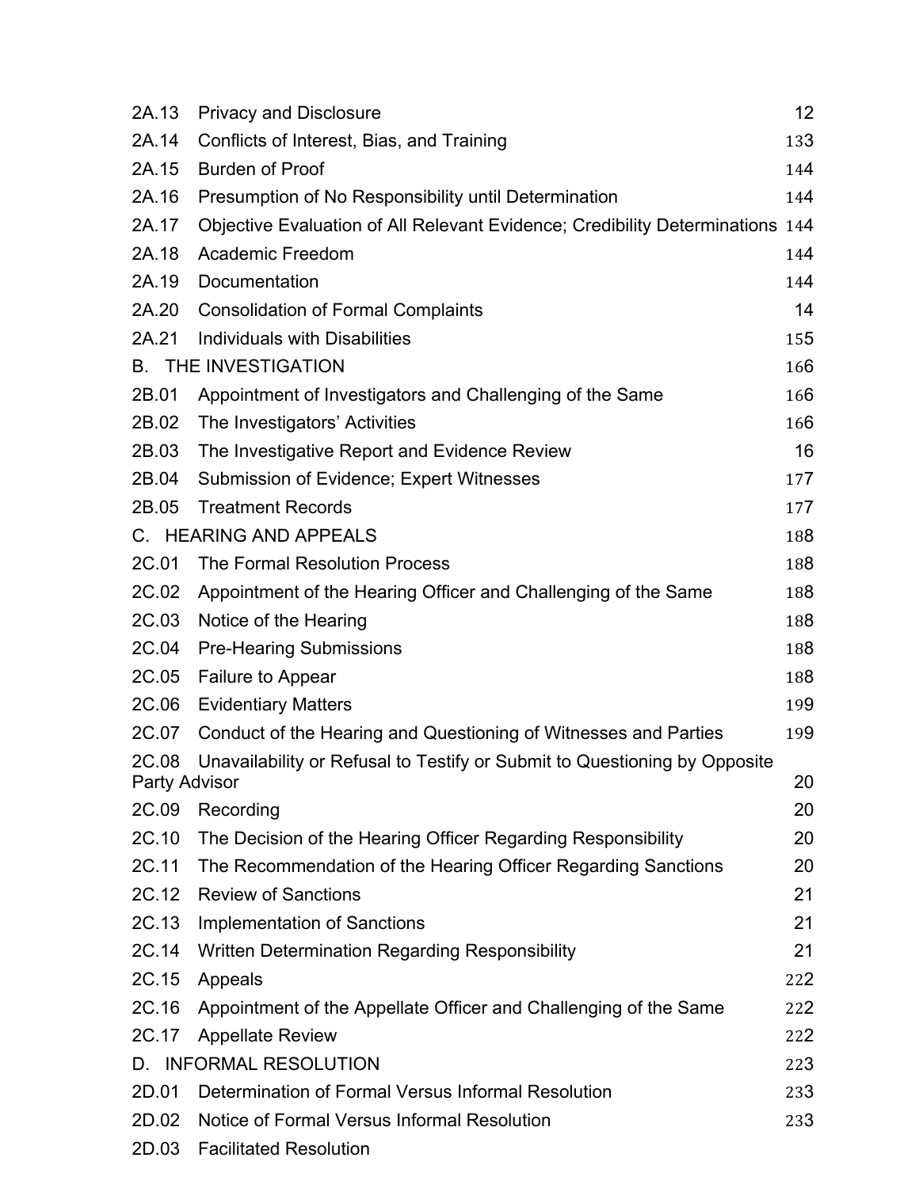| | | |
|---|---|---|
| 2A.13 | Privacy and Disclosure | 12 |
| 2A.14 | Conflicts of Interest, Bias, and Training | 133 |
| 2A.15 | Burden of Proof | 144 |
| 2A.16 | Presumption of No Responsibility until Determination | 144 |
| 2A.17 | Objective Evaluation of All Relevant Evidence; Credibility Determinations | 144 |
| 2A.18 | Academic Freedom | 144 |
| 2A.19 | Documentation | 144 |
| 2A.20 | Consolidation of Formal Complaints | 14 |
| 2A.21 | Individuals with Disabilities | 155 |
| B. | THE INVESTIGATION | 166 |
| 2B.01 | Appointment of Investigators and Challenging of the Same | 166 |
| 2B.02 | The Investigators' Activities | 166 |
| 2B.03 | The Investigative Report and Evidence Review | 16 |
| 2B.04 | Submission of Evidence; Expert Witnesses | 177 |
| 2B.05 | Treatment Records | 177 |
| C. | HEARING AND APPEALS | 188 |
| 2C.01 | The Formal Resolution Process | 188 |
| 2C.02 | Appointment of the Hearing Officer and Challenging of the Same | 188 |
| 2C.03 | Notice of the Hearing | 188 |
| 2C.04 | Pre-Hearing Submissions | 188 |
| 2C.05 | Failure to Appear | 188 |
| 2C.06 | Evidentiary Matters | 199 |
| 2C.07 | Conduct of the Hearing and Questioning of Witnesses and Parties | 199 |
| 2C.08 | Unavailability or Refusal to Testify or Submit to Questioning by Opposite Party Advisor | 20 |
| 2C.09 | Recording | 20 |
| 2C.10 | The Decision of the Hearing Officer Regarding Responsibility | 20 |
| 2C.11 | The Recommendation of the Hearing Officer Regarding Sanctions | 20 |
| 2C.12 | Review of Sanctions | 21 |
| 2C.13 | Implementation of Sanctions | 21 |
| 2C.14 | Written Determination Regarding Responsibility | 21 |
| 2C.15 | Appeals | 222 |
| 2C.16 | Appointment of the Appellate Officer and Challenging of the Same | 222 |
| 2C.17 | Appellate Review | 222 |
| D. | INFORMAL RESOLUTION | 223 |
| 2D.01 | Determination of Formal Versus Informal Resolution | 233 |
| 2D.02 | Notice of Formal Versus Informal Resolution | 233 |
| 2D.03 | Facilitated Resolution | |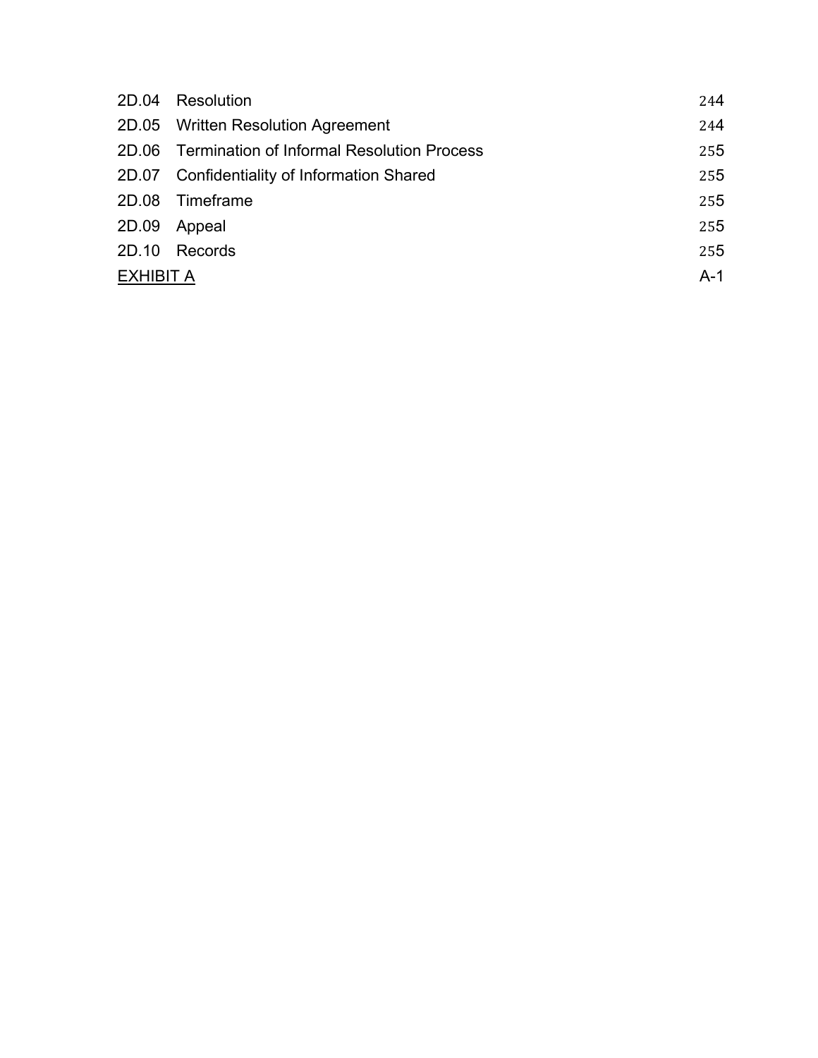| | | |
|---|---|---|
| 2D.04 | Resolution | 244 |
| 2D.05 | Written Resolution Agreement | 244 |
| 2D.06 | Termination of Informal Resolution Process | 255 |
| 2D.07 | Confidentiality of Information Shared | 255 |
| 2D.08 | Timeframe | 255 |
| 2D.09 | Appeal | 255 |
| 2D.10 | Records | 255 |
| EXHIBIT A | | A-1 |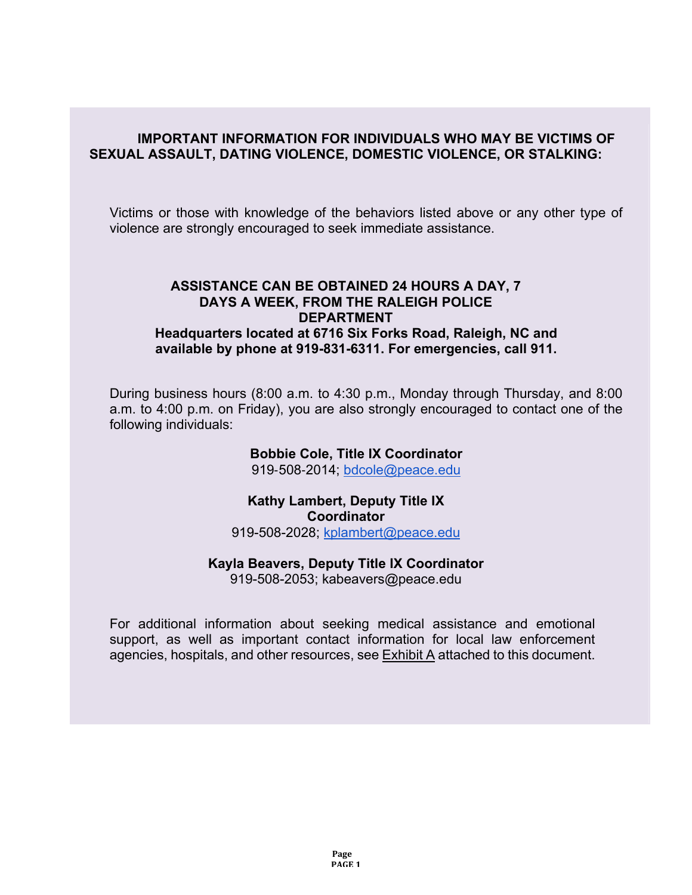**IMPORTANT INFORMATION FOR INDIVIDUALS WHO MAY BE VICTIMS OF SEXUAL ASSAULT, DATING VIOLENCE, DOMESTIC VIOLENCE, OR STALKING:**

Victims or those with knowledge of the behaviors listed above or any other type of violence are strongly encouraged to seek immediate assistance.

**ASSISTANCE CAN BE OBTAINED 24 HOURS A DAY, 7 DAYS A WEEK, FROM THE RALEIGH POLICE DEPARTMENT**
**Headquarters located at 6716 Six Forks Road, Raleigh, NC and available by phone at 919-831-6311. For emergencies, call 911.**

During business hours (8:00 a.m. to 4:30 p.m., Monday through Thursday, and 8:00 a.m. to 4:00 p.m. on Friday), you are also strongly encouraged to contact one of the following individuals:

**Bobbie Cole, Title IX Coordinator**
919-508-2014; bdcole@peace.edu

**Kathy Lambert, Deputy Title IX Coordinator**
919-508-2028; kplambert@peace.edu

**Kayla Beavers, Deputy Title IX Coordinator**
919-508-2053; kabeavers@peace.edu

For additional information about seeking medical assistance and emotional support, as well as important contact information for local law enforcement agencies, hospitals, and other resources, see Exhibit A attached to this document.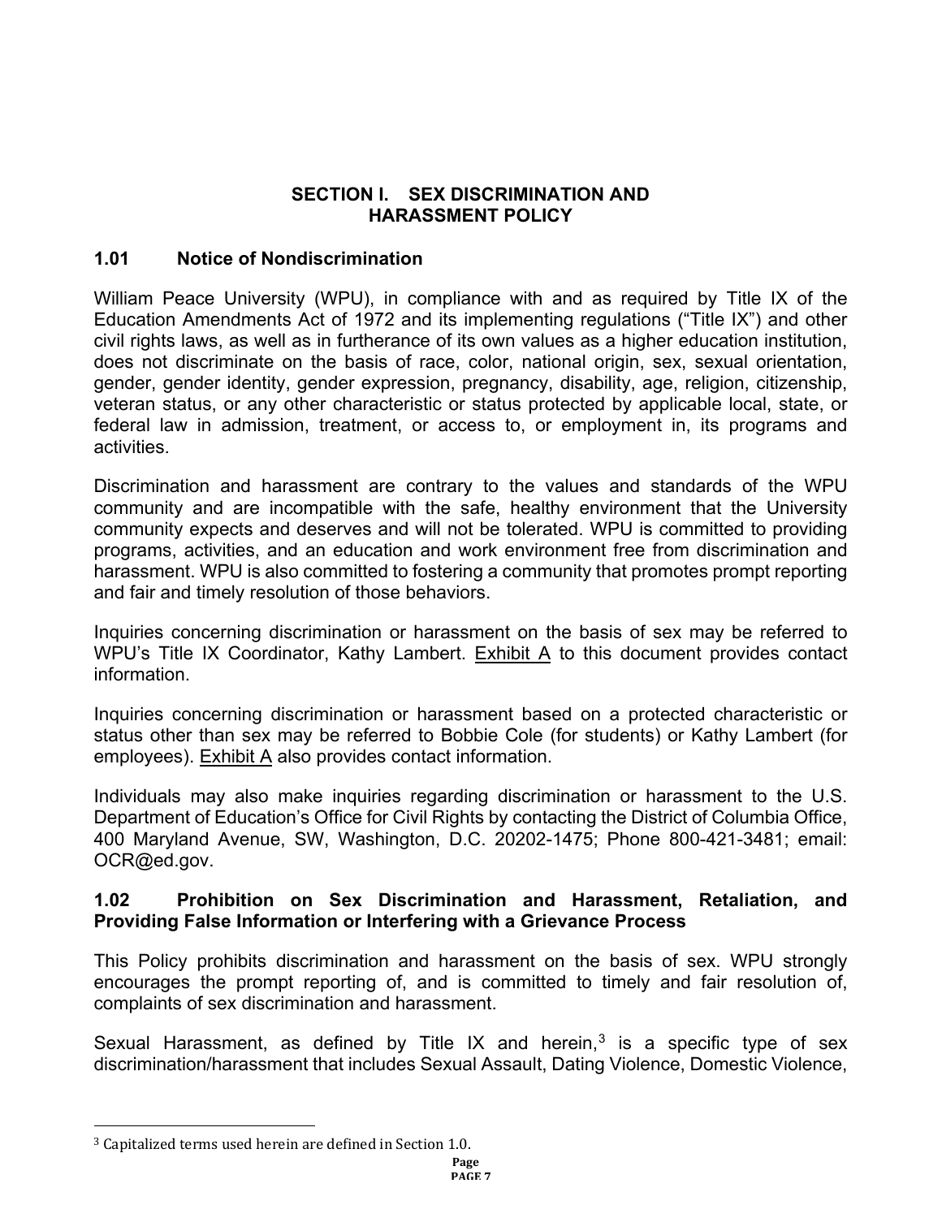# SECTION I. SEX DISCRIMINATION AND HARASSMENT POLICY

## 1.01 Notice of Nondiscrimination

William Peace University (WPU), in compliance with and as required by Title IX of the Education Amendments Act of 1972 and its implementing regulations ("Title IX") and other civil rights laws, as well as in furtherance of its own values as a higher education institution, does not discriminate on the basis of race, color, national origin, sex, sexual orientation, gender, gender identity, gender expression, pregnancy, disability, age, religion, citizenship, veteran status, or any other characteristic or status protected by applicable local, state, or federal law in admission, treatment, or access to, or employment in, its programs and activities.

Discrimination and harassment are contrary to the values and standards of the WPU community and are incompatible with the safe, healthy environment that the University community expects and deserves and will not be tolerated. WPU is committed to providing programs, activities, and an education and work environment free from discrimination and harassment. WPU is also committed to fostering a community that promotes prompt reporting and fair and timely resolution of those behaviors.

Inquiries concerning discrimination or harassment on the basis of sex may be referred to WPU's Title IX Coordinator, Kathy Lambert. Exhibit A to this document provides contact information.

Inquiries concerning discrimination or harassment based on a protected characteristic or status other than sex may be referred to Bobbie Cole (for students) or Kathy Lambert (for employees). Exhibit A also provides contact information.

Individuals may also make inquiries regarding discrimination or harassment to the U.S. Department of Education's Office for Civil Rights by contacting the District of Columbia Office, 400 Maryland Avenue, SW, Washington, D.C. 20202-1475; Phone 800-421-3481; email: OCR@ed.gov.

## 1.02 Prohibition on Sex Discrimination and Harassment, Retaliation, and Providing False Information or Interfering with a Grievance Process

This Policy prohibits discrimination and harassment on the basis of sex. WPU strongly encourages the prompt reporting of, and is committed to timely and fair resolution of, complaints of sex discrimination and harassment.

Sexual Harassment, as defined by Title IX and herein,[3] is a specific type of sex discrimination/harassment that includes Sexual Assault, Dating Violence, Domestic Violence,

[3] Capitalized terms used herein are defined in Section 1.0.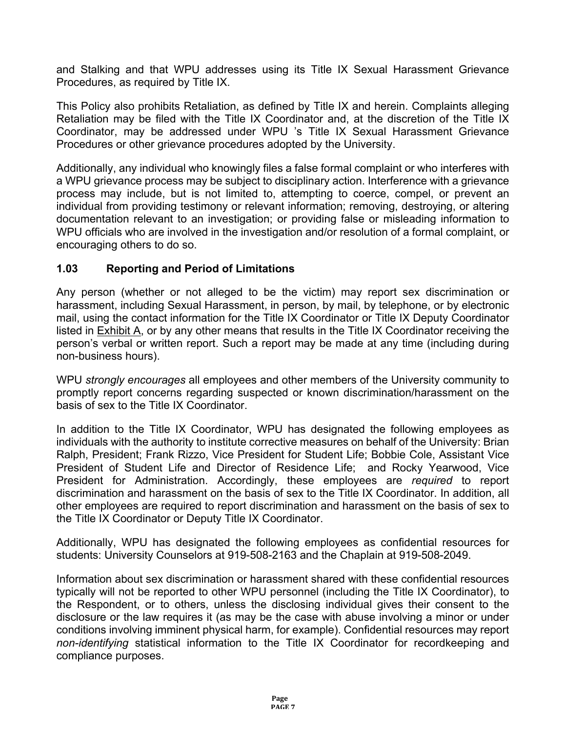and Stalking and that WPU addresses using its Title IX Sexual Harassment Grievance Procedures, as required by Title IX.

This Policy also prohibits Retaliation, as defined by Title IX and herein. Complaints alleging Retaliation may be filed with the Title IX Coordinator and, at the discretion of the Title IX Coordinator, may be addressed under WPU 's Title IX Sexual Harassment Grievance Procedures or other grievance procedures adopted by the University.

Additionally, any individual who knowingly files a false formal complaint or who interferes with a WPU grievance process may be subject to disciplinary action. Interference with a grievance process may include, but is not limited to, attempting to coerce, compel, or prevent an individual from providing testimony or relevant information; removing, destroying, or altering documentation relevant to an investigation; or providing false or misleading information to WPU officials who are involved in the investigation and/or resolution of a formal complaint, or encouraging others to do so.

### 1.03 Reporting and Period of Limitations

Any person (whether or not alleged to be the victim) may report sex discrimination or harassment, including Sexual Harassment, in person, by mail, by telephone, or by electronic mail, using the contact information for the Title IX Coordinator or Title IX Deputy Coordinator listed in Exhibit A, or by any other means that results in the Title IX Coordinator receiving the person's verbal or written report. Such a report may be made at any time (including during non-business hours).

WPU *strongly encourages* all employees and other members of the University community to promptly report concerns regarding suspected or known discrimination/harassment on the basis of sex to the Title IX Coordinator.

In addition to the Title IX Coordinator, WPU has designated the following employees as individuals with the authority to institute corrective measures on behalf of the University: Brian Ralph, President; Frank Rizzo, Vice President for Student Life; Bobbie Cole, Assistant Vice President of Student Life and Director of Residence Life; and Rocky Yearwood, Vice President for Administration. Accordingly, these employees are *required* to report discrimination and harassment on the basis of sex to the Title IX Coordinator. In addition, all other employees are required to report discrimination and harassment on the basis of sex to the Title IX Coordinator or Deputy Title IX Coordinator.

Additionally, WPU has designated the following employees as confidential resources for students: University Counselors at 919-508-2163 and the Chaplain at 919-508-2049.

Information about sex discrimination or harassment shared with these confidential resources typically will not be reported to other WPU personnel (including the Title IX Coordinator), to the Respondent, or to others, unless the disclosing individual gives their consent to the disclosure or the law requires it (as may be the case with abuse involving a minor or under conditions involving imminent physical harm, for example). Confidential resources may report *non-identifying* statistical information to the Title IX Coordinator for recordkeeping and compliance purposes.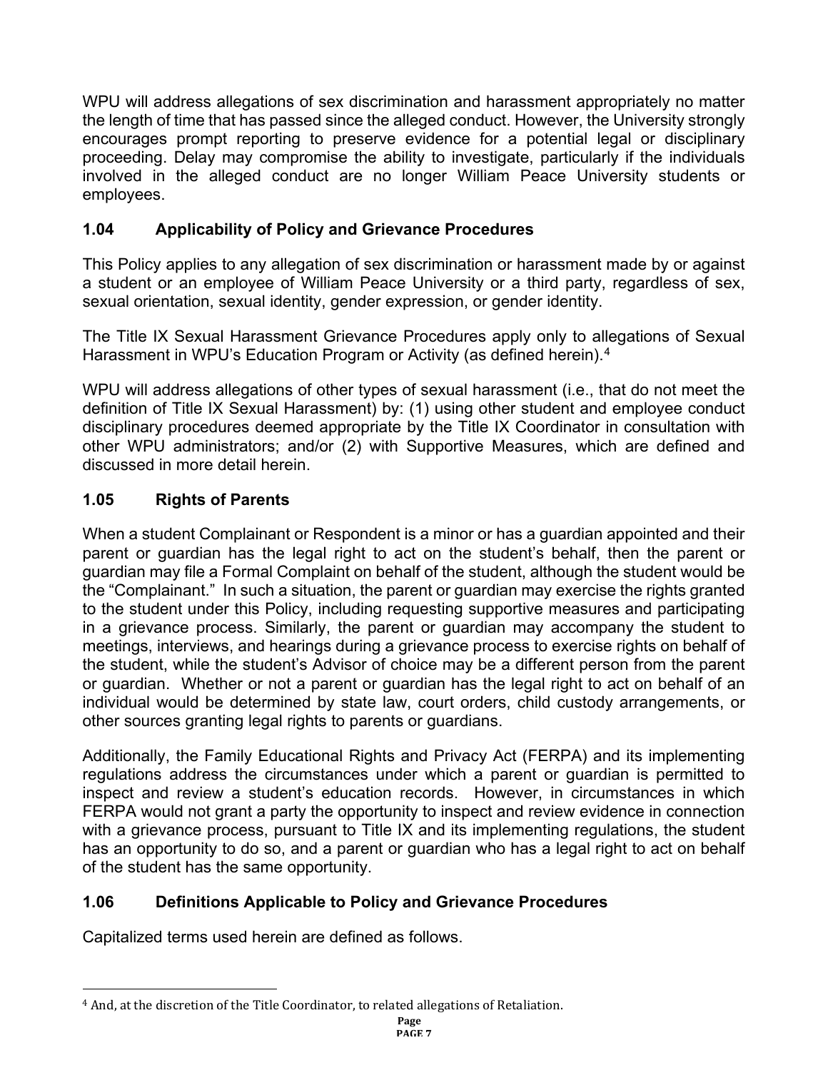WPU will address allegations of sex discrimination and harassment appropriately no matter the length of time that has passed since the alleged conduct. However, the University strongly encourages prompt reporting to preserve evidence for a potential legal or disciplinary proceeding. Delay may compromise the ability to investigate, particularly if the individuals involved in the alleged conduct are no longer William Peace University students or employees.

### 1.04 Applicability of Policy and Grievance Procedures

This Policy applies to any allegation of sex discrimination or harassment made by or against a student or an employee of William Peace University or a third party, regardless of sex, sexual orientation, sexual identity, gender expression, or gender identity.

The Title IX Sexual Harassment Grievance Procedures apply only to allegations of Sexual Harassment in WPU's Education Program or Activity (as defined herein).[4]

WPU will address allegations of other types of sexual harassment (i.e., that do not meet the definition of Title IX Sexual Harassment) by: (1) using other student and employee conduct disciplinary procedures deemed appropriate by the Title IX Coordinator in consultation with other WPU administrators; and/or (2) with Supportive Measures, which are defined and discussed in more detail herein.

### 1.05 Rights of Parents

When a student Complainant or Respondent is a minor or has a guardian appointed and their parent or guardian has the legal right to act on the student's behalf, then the parent or guardian may file a Formal Complaint on behalf of the student, although the student would be the "Complainant." In such a situation, the parent or guardian may exercise the rights granted to the student under this Policy, including requesting supportive measures and participating in a grievance process. Similarly, the parent or guardian may accompany the student to meetings, interviews, and hearings during a grievance process to exercise rights on behalf of the student, while the student's Advisor of choice may be a different person from the parent or guardian. Whether or not a parent or guardian has the legal right to act on behalf of an individual would be determined by state law, court orders, child custody arrangements, or other sources granting legal rights to parents or guardians.

Additionally, the Family Educational Rights and Privacy Act (FERPA) and its implementing regulations address the circumstances under which a parent or guardian is permitted to inspect and review a student's education records. However, in circumstances in which FERPA would not grant a party the opportunity to inspect and review evidence in connection with a grievance process, pursuant to Title IX and its implementing regulations, the student has an opportunity to do so, and a parent or guardian who has a legal right to act on behalf of the student has the same opportunity.

### 1.06 Definitions Applicable to Policy and Grievance Procedures

Capitalized terms used herein are defined as follows.

---

[4] And, at the discretion of the Title Coordinator, to related allegations of Retaliation.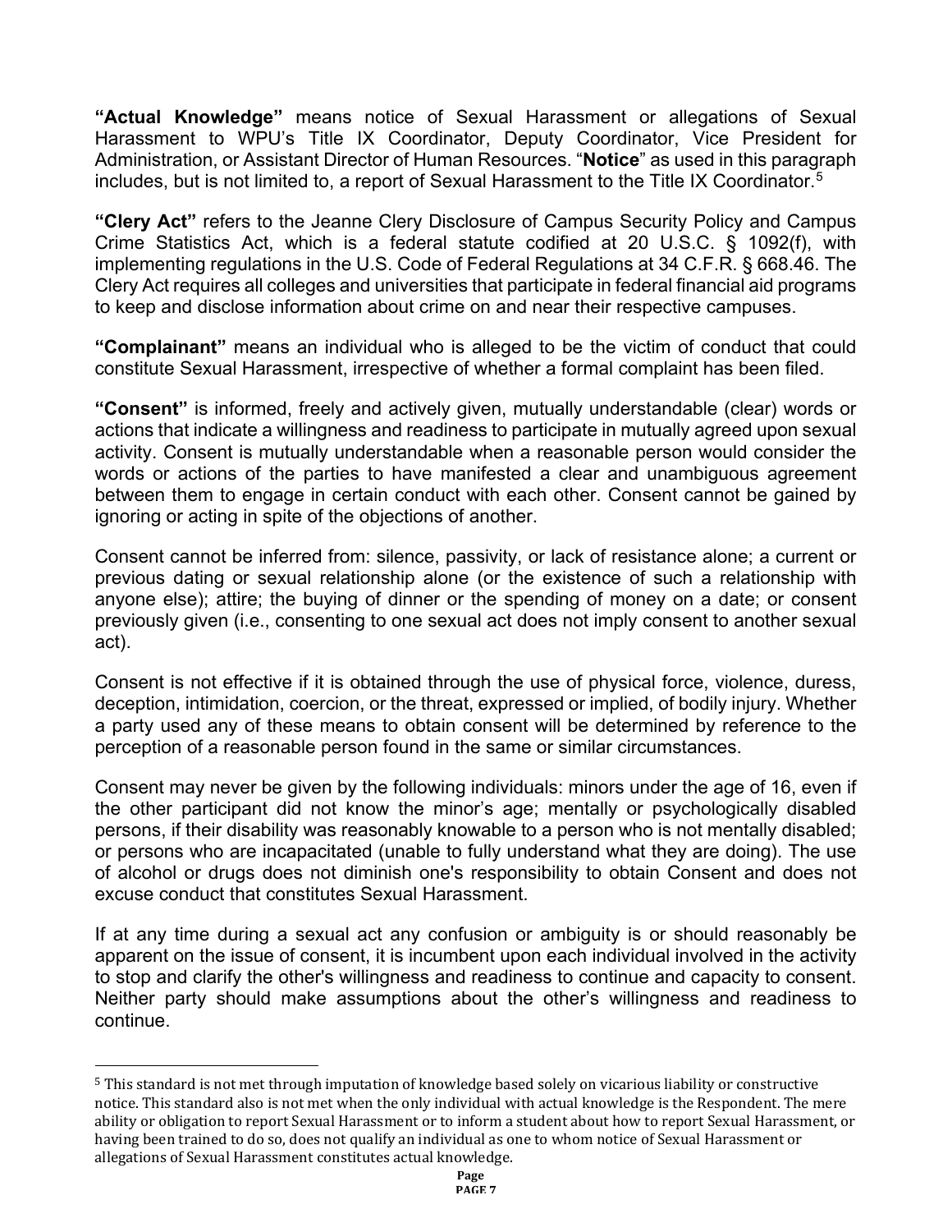**"Actual Knowledge"** means notice of Sexual Harassment or allegations of Sexual Harassment to WPU's Title IX Coordinator, Deputy Coordinator, Vice President for Administration, or Assistant Director of Human Resources. "**Notice**" as used in this paragraph includes, but is not limited to, a report of Sexual Harassment to the Title IX Coordinator.[5]

**"Clery Act"** refers to the Jeanne Clery Disclosure of Campus Security Policy and Campus Crime Statistics Act, which is a federal statute codified at 20 U.S.C. § 1092(f), with implementing regulations in the U.S. Code of Federal Regulations at 34 C.F.R. § 668.46. The Clery Act requires all colleges and universities that participate in federal financial aid programs to keep and disclose information about crime on and near their respective campuses.

**"Complainant"** means an individual who is alleged to be the victim of conduct that could constitute Sexual Harassment, irrespective of whether a formal complaint has been filed.

**"Consent"** is informed, freely and actively given, mutually understandable (clear) words or actions that indicate a willingness and readiness to participate in mutually agreed upon sexual activity. Consent is mutually understandable when a reasonable person would consider the words or actions of the parties to have manifested a clear and unambiguous agreement between them to engage in certain conduct with each other. Consent cannot be gained by ignoring or acting in spite of the objections of another.

Consent cannot be inferred from: silence, passivity, or lack of resistance alone; a current or previous dating or sexual relationship alone (or the existence of such a relationship with anyone else); attire; the buying of dinner or the spending of money on a date; or consent previously given (i.e., consenting to one sexual act does not imply consent to another sexual act).

Consent is not effective if it is obtained through the use of physical force, violence, duress, deception, intimidation, coercion, or the threat, expressed or implied, of bodily injury. Whether a party used any of these means to obtain consent will be determined by reference to the perception of a reasonable person found in the same or similar circumstances.

Consent may never be given by the following individuals: minors under the age of 16, even if the other participant did not know the minor's age; mentally or psychologically disabled persons, if their disability was reasonably knowable to a person who is not mentally disabled; or persons who are incapacitated (unable to fully understand what they are doing). The use of alcohol or drugs does not diminish one's responsibility to obtain Consent and does not excuse conduct that constitutes Sexual Harassment.

If at any time during a sexual act any confusion or ambiguity is or should reasonably be apparent on the issue of consent, it is incumbent upon each individual involved in the activity to stop and clarify the other's willingness and readiness to continue and capacity to consent. Neither party should make assumptions about the other's willingness and readiness to continue.

---

[5] This standard is not met through imputation of knowledge based solely on vicarious liability or constructive notice. This standard also is not met when the only individual with actual knowledge is the Respondent. The mere ability or obligation to report Sexual Harassment or to inform a student about how to report Sexual Harassment, or having been trained to do so, does not qualify an individual as one to whom notice of Sexual Harassment or allegations of Sexual Harassment constitutes actual knowledge.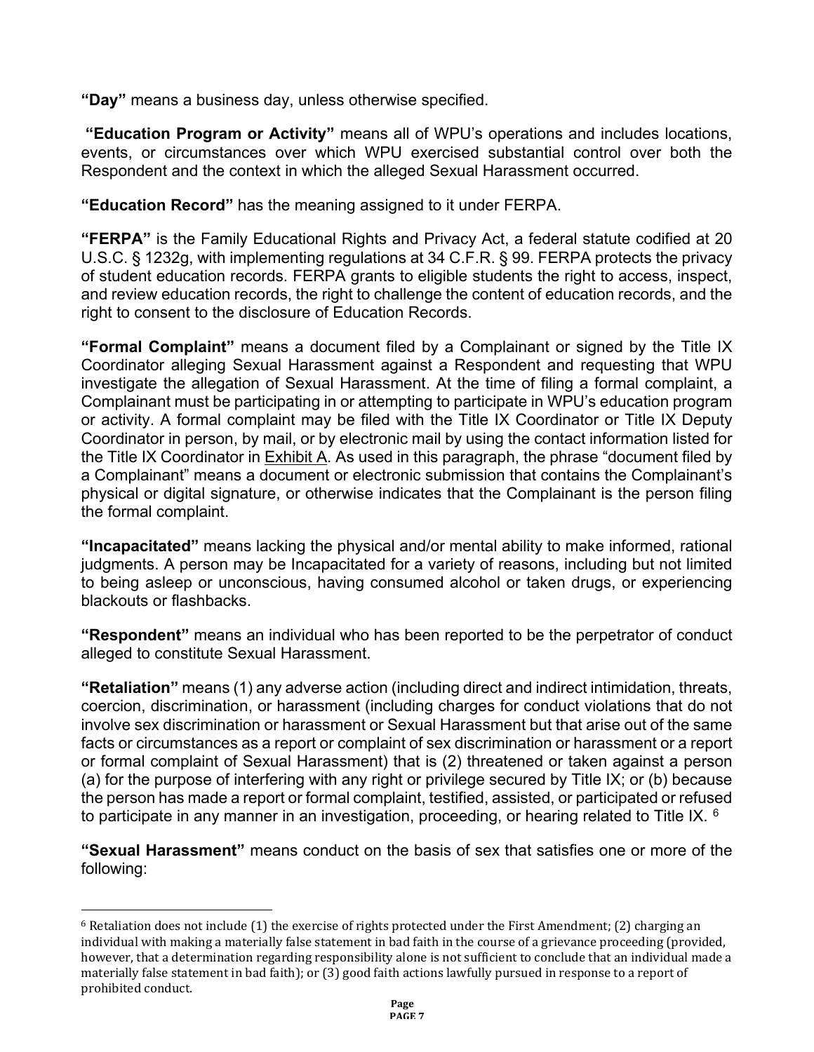**"Day"** means a business day, unless otherwise specified.

**"Education Program or Activity"** means all of WPU's operations and includes locations, events, or circumstances over which WPU exercised substantial control over both the Respondent and the context in which the alleged Sexual Harassment occurred.

**"Education Record"** has the meaning assigned to it under FERPA.

**"FERPA"** is the Family Educational Rights and Privacy Act, a federal statute codified at 20 U.S.C. § 1232g, with implementing regulations at 34 C.F.R. § 99. FERPA protects the privacy of student education records. FERPA grants to eligible students the right to access, inspect, and review education records, the right to challenge the content of education records, and the right to consent to the disclosure of Education Records.

**"Formal Complaint"** means a document filed by a Complainant or signed by the Title IX Coordinator alleging Sexual Harassment against a Respondent and requesting that WPU investigate the allegation of Sexual Harassment. At the time of filing a formal complaint, a Complainant must be participating in or attempting to participate in WPU's education program or activity. A formal complaint may be filed with the Title IX Coordinator or Title IX Deputy Coordinator in person, by mail, or by electronic mail by using the contact information listed for the Title IX Coordinator in Exhibit A. As used in this paragraph, the phrase "document filed by a Complainant" means a document or electronic submission that contains the Complainant's physical or digital signature, or otherwise indicates that the Complainant is the person filing the formal complaint.

**"Incapacitated"** means lacking the physical and/or mental ability to make informed, rational judgments. A person may be Incapacitated for a variety of reasons, including but not limited to being asleep or unconscious, having consumed alcohol or taken drugs, or experiencing blackouts or flashbacks.

**"Respondent"** means an individual who has been reported to be the perpetrator of conduct alleged to constitute Sexual Harassment.

**"Retaliation"** means (1) any adverse action (including direct and indirect intimidation, threats, coercion, discrimination, or harassment (including charges for conduct violations that do not involve sex discrimination or harassment or Sexual Harassment but that arise out of the same facts or circumstances as a report or complaint of sex discrimination or harassment or a report or formal complaint of Sexual Harassment) that is (2) threatened or taken against a person (a) for the purpose of interfering with any right or privilege secured by Title IX; or (b) because the person has made a report or formal complaint, testified, assisted, or participated or refused to participate in any manner in an investigation, proceeding, or hearing related to Title IX. [6]

**"Sexual Harassment"** means conduct on the basis of sex that satisfies one or more of the following:

[6] Retaliation does not include (1) the exercise of rights protected under the First Amendment; (2) charging an individual with making a materially false statement in bad faith in the course of a grievance proceeding (provided, however, that a determination regarding responsibility alone is not sufficient to conclude that an individual made a materially false statement in bad faith); or (3) good faith actions lawfully pursued in response to a report of prohibited conduct.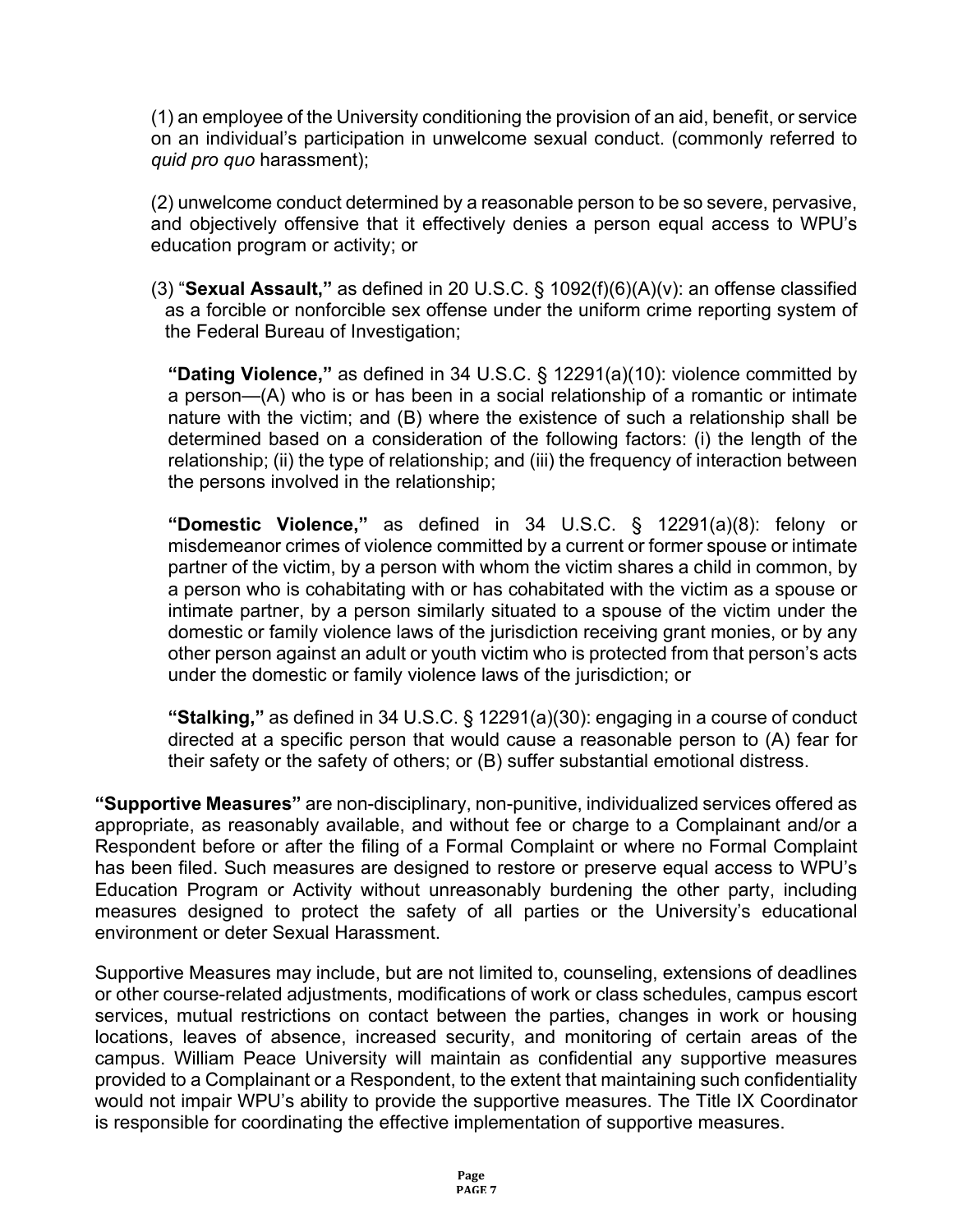(1) an employee of the University conditioning the provision of an aid, benefit, or service on an individual's participation in unwelcome sexual conduct. (commonly referred to *quid pro quo* harassment);

(2) unwelcome conduct determined by a reasonable person to be so severe, pervasive, and objectively offensive that it effectively denies a person equal access to WPU's education program or activity; or

(3) "**Sexual Assault,"** as defined in 20 U.S.C. § 1092(f)(6)(A)(v): an offense classified as a forcible or nonforcible sex offense under the uniform crime reporting system of the Federal Bureau of Investigation;

**"Dating Violence,"** as defined in 34 U.S.C. § 12291(a)(10): violence committed by a person—(A) who is or has been in a social relationship of a romantic or intimate nature with the victim; and (B) where the existence of such a relationship shall be determined based on a consideration of the following factors: (i) the length of the relationship; (ii) the type of relationship; and (iii) the frequency of interaction between the persons involved in the relationship;

**"Domestic Violence,"** as defined in 34 U.S.C. § 12291(a)(8): felony or misdemeanor crimes of violence committed by a current or former spouse or intimate partner of the victim, by a person with whom the victim shares a child in common, by a person who is cohabitating with or has cohabitated with the victim as a spouse or intimate partner, by a person similarly situated to a spouse of the victim under the domestic or family violence laws of the jurisdiction receiving grant monies, or by any other person against an adult or youth victim who is protected from that person's acts under the domestic or family violence laws of the jurisdiction; or

**"Stalking,"** as defined in 34 U.S.C. § 12291(a)(30): engaging in a course of conduct directed at a specific person that would cause a reasonable person to (A) fear for their safety or the safety of others; or (B) suffer substantial emotional distress.

**"Supportive Measures"** are non-disciplinary, non-punitive, individualized services offered as appropriate, as reasonably available, and without fee or charge to a Complainant and/or a Respondent before or after the filing of a Formal Complaint or where no Formal Complaint has been filed. Such measures are designed to restore or preserve equal access to WPU's Education Program or Activity without unreasonably burdening the other party, including measures designed to protect the safety of all parties or the University's educational environment or deter Sexual Harassment.

Supportive Measures may include, but are not limited to, counseling, extensions of deadlines or other course-related adjustments, modifications of work or class schedules, campus escort services, mutual restrictions on contact between the parties, changes in work or housing locations, leaves of absence, increased security, and monitoring of certain areas of the campus. William Peace University will maintain as confidential any supportive measures provided to a Complainant or a Respondent, to the extent that maintaining such confidentiality would not impair WPU's ability to provide the supportive measures. The Title IX Coordinator is responsible for coordinating the effective implementation of supportive measures.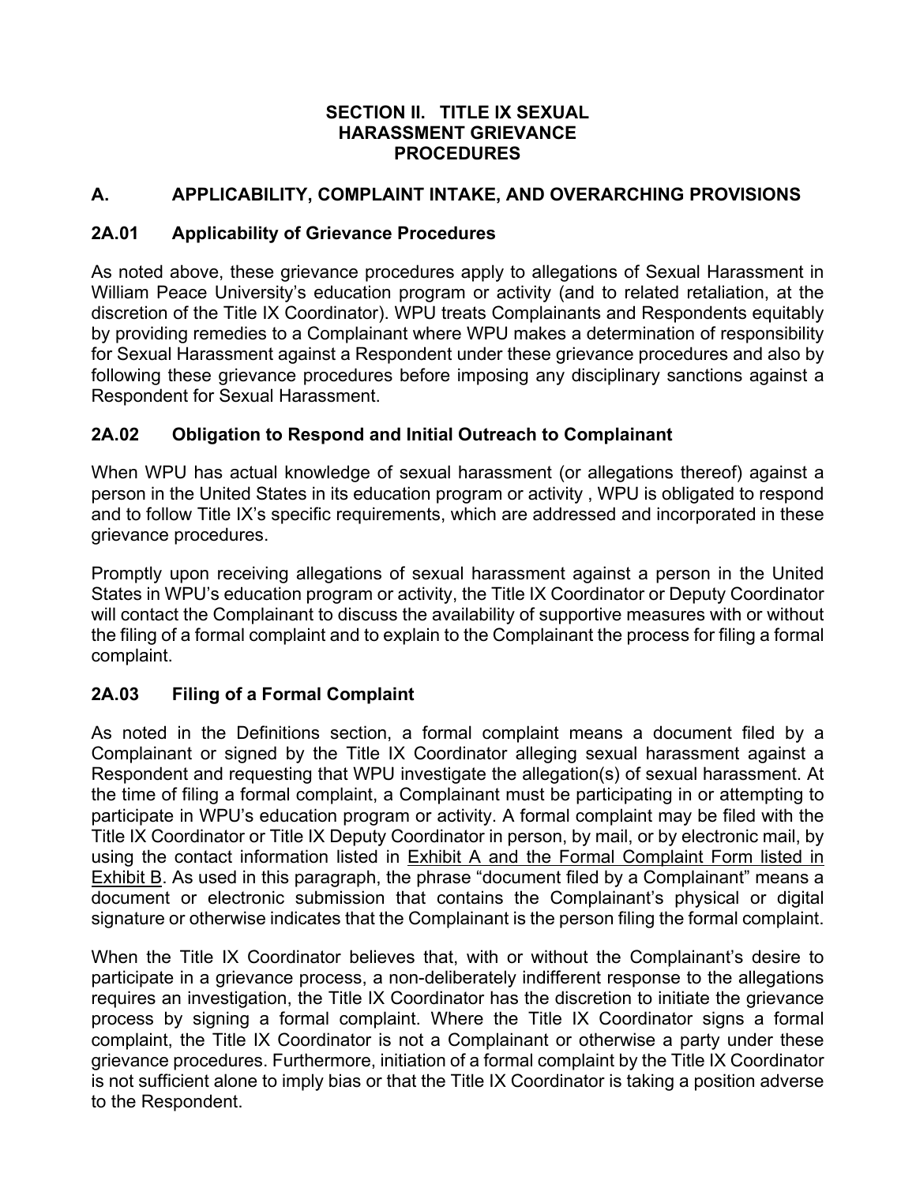# SECTION II. TITLE IX SEXUAL HARASSMENT GRIEVANCE PROCEDURES

## A. APPLICABILITY, COMPLAINT INTAKE, AND OVERARCHING PROVISIONS

### 2A.01 Applicability of Grievance Procedures

As noted above, these grievance procedures apply to allegations of Sexual Harassment in William Peace University's education program or activity (and to related retaliation, at the discretion of the Title IX Coordinator). WPU treats Complainants and Respondents equitably by providing remedies to a Complainant where WPU makes a determination of responsibility for Sexual Harassment against a Respondent under these grievance procedures and also by following these grievance procedures before imposing any disciplinary sanctions against a Respondent for Sexual Harassment.

### 2A.02 Obligation to Respond and Initial Outreach to Complainant

When WPU has actual knowledge of sexual harassment (or allegations thereof) against a person in the United States in its education program or activity , WPU is obligated to respond and to follow Title IX's specific requirements, which are addressed and incorporated in these grievance procedures.

Promptly upon receiving allegations of sexual harassment against a person in the United States in WPU's education program or activity, the Title IX Coordinator or Deputy Coordinator will contact the Complainant to discuss the availability of supportive measures with or without the filing of a formal complaint and to explain to the Complainant the process for filing a formal complaint.

### 2A.03 Filing of a Formal Complaint

As noted in the Definitions section, a formal complaint means a document filed by a Complainant or signed by the Title IX Coordinator alleging sexual harassment against a Respondent and requesting that WPU investigate the allegation(s) of sexual harassment. At the time of filing a formal complaint, a Complainant must be participating in or attempting to participate in WPU's education program or activity. A formal complaint may be filed with the Title IX Coordinator or Title IX Deputy Coordinator in person, by mail, or by electronic mail, by using the contact information listed in Exhibit A and the Formal Complaint Form listed in Exhibit B. As used in this paragraph, the phrase "document filed by a Complainant" means a document or electronic submission that contains the Complainant's physical or digital signature or otherwise indicates that the Complainant is the person filing the formal complaint.

When the Title IX Coordinator believes that, with or without the Complainant's desire to participate in a grievance process, a non-deliberately indifferent response to the allegations requires an investigation, the Title IX Coordinator has the discretion to initiate the grievance process by signing a formal complaint. Where the Title IX Coordinator signs a formal complaint, the Title IX Coordinator is not a Complainant or otherwise a party under these grievance procedures. Furthermore, initiation of a formal complaint by the Title IX Coordinator is not sufficient alone to imply bias or that the Title IX Coordinator is taking a position adverse to the Respondent.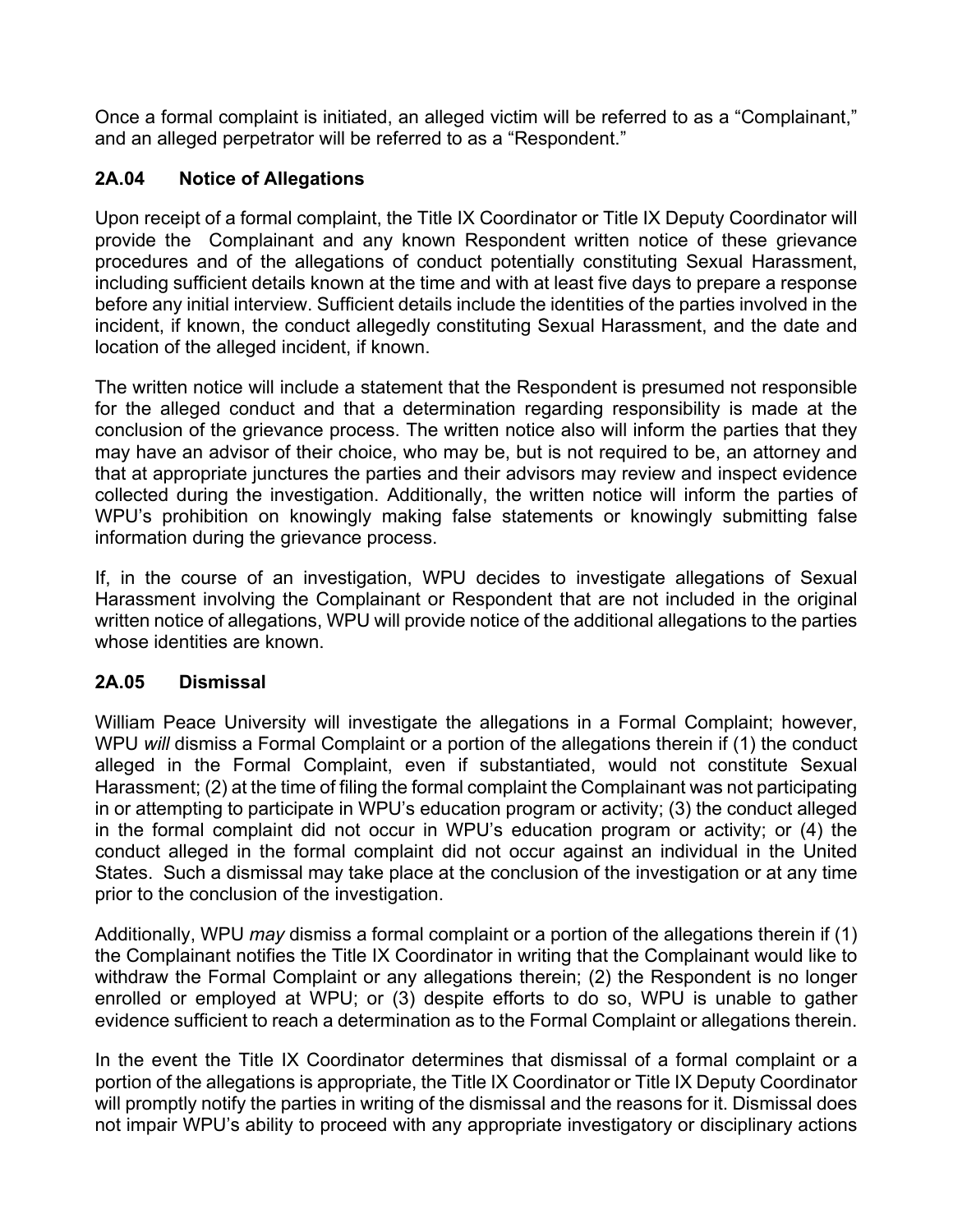Once a formal complaint is initiated, an alleged victim will be referred to as a "Complainant," and an alleged perpetrator will be referred to as a "Respondent."

### 2A.04 Notice of Allegations

Upon receipt of a formal complaint, the Title IX Coordinator or Title IX Deputy Coordinator will provide the Complainant and any known Respondent written notice of these grievance procedures and of the allegations of conduct potentially constituting Sexual Harassment, including sufficient details known at the time and with at least five days to prepare a response before any initial interview. Sufficient details include the identities of the parties involved in the incident, if known, the conduct allegedly constituting Sexual Harassment, and the date and location of the alleged incident, if known.

The written notice will include a statement that the Respondent is presumed not responsible for the alleged conduct and that a determination regarding responsibility is made at the conclusion of the grievance process. The written notice also will inform the parties that they may have an advisor of their choice, who may be, but is not required to be, an attorney and that at appropriate junctures the parties and their advisors may review and inspect evidence collected during the investigation. Additionally, the written notice will inform the parties of WPU's prohibition on knowingly making false statements or knowingly submitting false information during the grievance process.

If, in the course of an investigation, WPU decides to investigate allegations of Sexual Harassment involving the Complainant or Respondent that are not included in the original written notice of allegations, WPU will provide notice of the additional allegations to the parties whose identities are known.

### 2A.05 Dismissal

William Peace University will investigate the allegations in a Formal Complaint; however, WPU *will* dismiss a Formal Complaint or a portion of the allegations therein if (1) the conduct alleged in the Formal Complaint, even if substantiated, would not constitute Sexual Harassment; (2) at the time of filing the formal complaint the Complainant was not participating in or attempting to participate in WPU's education program or activity; (3) the conduct alleged in the formal complaint did not occur in WPU's education program or activity; or (4) the conduct alleged in the formal complaint did not occur against an individual in the United States. Such a dismissal may take place at the conclusion of the investigation or at any time prior to the conclusion of the investigation.

Additionally, WPU *may* dismiss a formal complaint or a portion of the allegations therein if (1) the Complainant notifies the Title IX Coordinator in writing that the Complainant would like to withdraw the Formal Complaint or any allegations therein; (2) the Respondent is no longer enrolled or employed at WPU; or (3) despite efforts to do so, WPU is unable to gather evidence sufficient to reach a determination as to the Formal Complaint or allegations therein.

In the event the Title IX Coordinator determines that dismissal of a formal complaint or a portion of the allegations is appropriate, the Title IX Coordinator or Title IX Deputy Coordinator will promptly notify the parties in writing of the dismissal and the reasons for it. Dismissal does not impair WPU's ability to proceed with any appropriate investigatory or disciplinary actions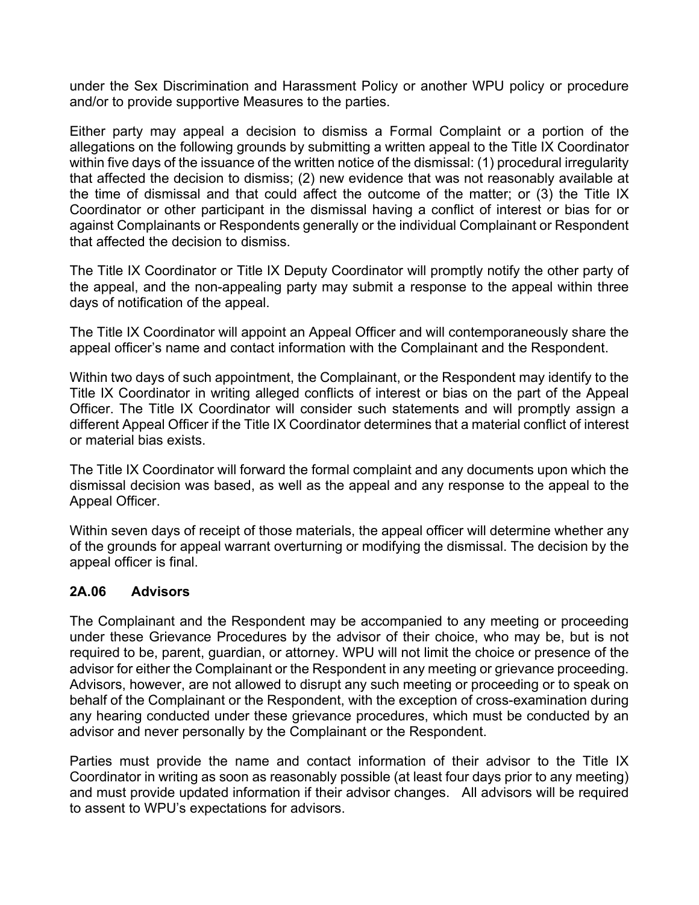under the Sex Discrimination and Harassment Policy or another WPU policy or procedure and/or to provide supportive Measures to the parties.

Either party may appeal a decision to dismiss a Formal Complaint or a portion of the allegations on the following grounds by submitting a written appeal to the Title IX Coordinator within five days of the issuance of the written notice of the dismissal: (1) procedural irregularity that affected the decision to dismiss; (2) new evidence that was not reasonably available at the time of dismissal and that could affect the outcome of the matter; or (3) the Title IX Coordinator or other participant in the dismissal having a conflict of interest or bias for or against Complainants or Respondents generally or the individual Complainant or Respondent that affected the decision to dismiss.

The Title IX Coordinator or Title IX Deputy Coordinator will promptly notify the other party of the appeal, and the non-appealing party may submit a response to the appeal within three days of notification of the appeal.

The Title IX Coordinator will appoint an Appeal Officer and will contemporaneously share the appeal officer's name and contact information with the Complainant and the Respondent.

Within two days of such appointment, the Complainant, or the Respondent may identify to the Title IX Coordinator in writing alleged conflicts of interest or bias on the part of the Appeal Officer. The Title IX Coordinator will consider such statements and will promptly assign a different Appeal Officer if the Title IX Coordinator determines that a material conflict of interest or material bias exists.

The Title IX Coordinator will forward the formal complaint and any documents upon which the dismissal decision was based, as well as the appeal and any response to the appeal to the Appeal Officer.

Within seven days of receipt of those materials, the appeal officer will determine whether any of the grounds for appeal warrant overturning or modifying the dismissal. The decision by the appeal officer is final.

### 2A.06 Advisors

The Complainant and the Respondent may be accompanied to any meeting or proceeding under these Grievance Procedures by the advisor of their choice, who may be, but is not required to be, parent, guardian, or attorney. WPU will not limit the choice or presence of the advisor for either the Complainant or the Respondent in any meeting or grievance proceeding. Advisors, however, are not allowed to disrupt any such meeting or proceeding or to speak on behalf of the Complainant or the Respondent, with the exception of cross-examination during any hearing conducted under these grievance procedures, which must be conducted by an advisor and never personally by the Complainant or the Respondent.

Parties must provide the name and contact information of their advisor to the Title IX Coordinator in writing as soon as reasonably possible (at least four days prior to any meeting) and must provide updated information if their advisor changes. All advisors will be required to assent to WPU's expectations for advisors.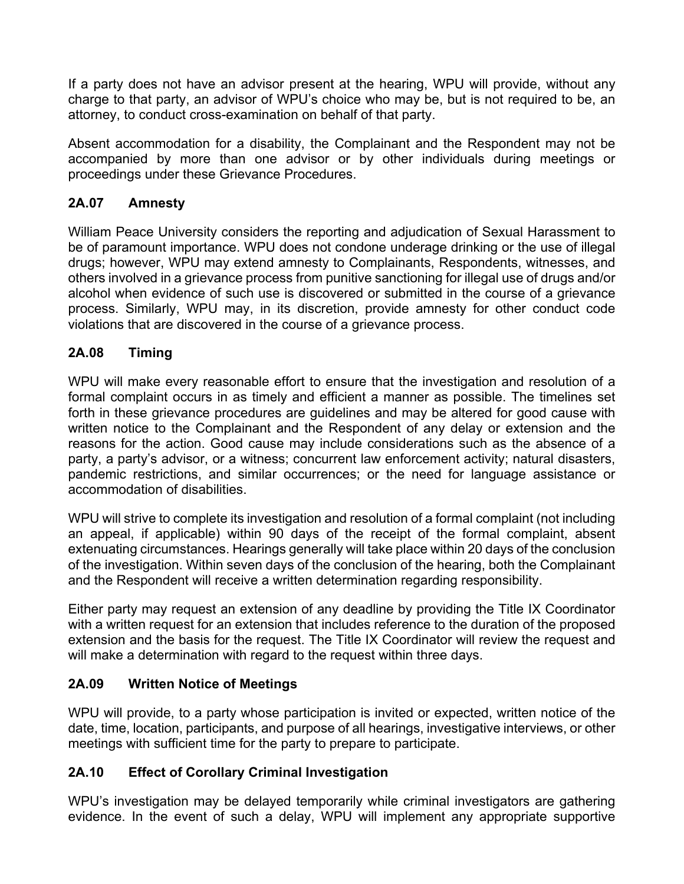If a party does not have an advisor present at the hearing, WPU will provide, without any charge to that party, an advisor of WPU's choice who may be, but is not required to be, an attorney, to conduct cross-examination on behalf of that party.

Absent accommodation for a disability, the Complainant and the Respondent may not be accompanied by more than one advisor or by other individuals during meetings or proceedings under these Grievance Procedures.

### 2A.07 Amnesty

William Peace University considers the reporting and adjudication of Sexual Harassment to be of paramount importance. WPU does not condone underage drinking or the use of illegal drugs; however, WPU may extend amnesty to Complainants, Respondents, witnesses, and others involved in a grievance process from punitive sanctioning for illegal use of drugs and/or alcohol when evidence of such use is discovered or submitted in the course of a grievance process. Similarly, WPU may, in its discretion, provide amnesty for other conduct code violations that are discovered in the course of a grievance process.

### 2A.08 Timing

WPU will make every reasonable effort to ensure that the investigation and resolution of a formal complaint occurs in as timely and efficient a manner as possible. The timelines set forth in these grievance procedures are guidelines and may be altered for good cause with written notice to the Complainant and the Respondent of any delay or extension and the reasons for the action. Good cause may include considerations such as the absence of a party, a party's advisor, or a witness; concurrent law enforcement activity; natural disasters, pandemic restrictions, and similar occurrences; or the need for language assistance or accommodation of disabilities.

WPU will strive to complete its investigation and resolution of a formal complaint (not including an appeal, if applicable) within 90 days of the receipt of the formal complaint, absent extenuating circumstances. Hearings generally will take place within 20 days of the conclusion of the investigation. Within seven days of the conclusion of the hearing, both the Complainant and the Respondent will receive a written determination regarding responsibility.

Either party may request an extension of any deadline by providing the Title IX Coordinator with a written request for an extension that includes reference to the duration of the proposed extension and the basis for the request. The Title IX Coordinator will review the request and will make a determination with regard to the request within three days.

### 2A.09 Written Notice of Meetings

WPU will provide, to a party whose participation is invited or expected, written notice of the date, time, location, participants, and purpose of all hearings, investigative interviews, or other meetings with sufficient time for the party to prepare to participate.

### 2A.10 Effect of Corollary Criminal Investigation

WPU's investigation may be delayed temporarily while criminal investigators are gathering evidence. In the event of such a delay, WPU will implement any appropriate supportive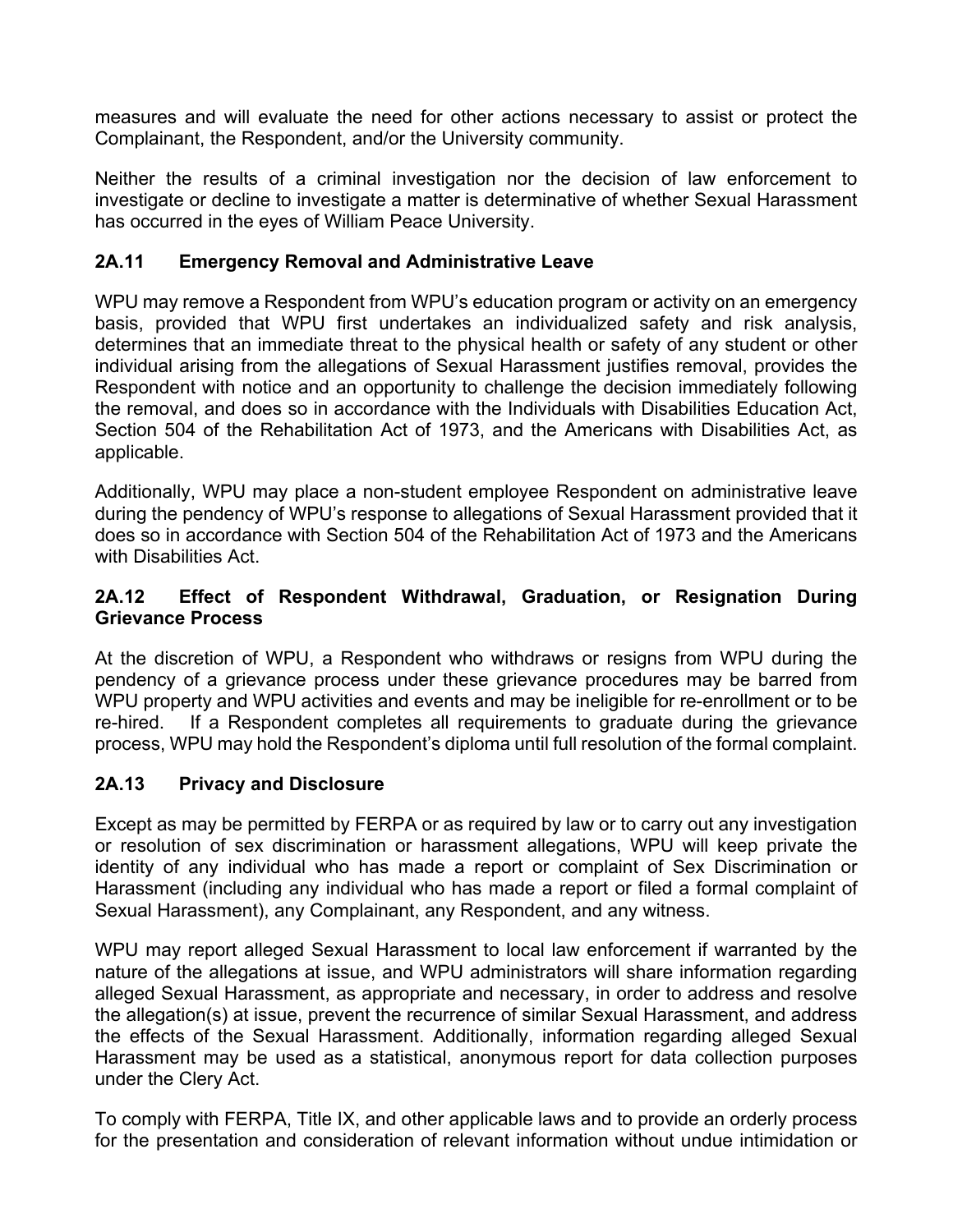measures and will evaluate the need for other actions necessary to assist or protect the Complainant, the Respondent, and/or the University community.

Neither the results of a criminal investigation nor the decision of law enforcement to investigate or decline to investigate a matter is determinative of whether Sexual Harassment has occurred in the eyes of William Peace University.

### 2A.11 Emergency Removal and Administrative Leave

WPU may remove a Respondent from WPU's education program or activity on an emergency basis, provided that WPU first undertakes an individualized safety and risk analysis, determines that an immediate threat to the physical health or safety of any student or other individual arising from the allegations of Sexual Harassment justifies removal, provides the Respondent with notice and an opportunity to challenge the decision immediately following the removal, and does so in accordance with the Individuals with Disabilities Education Act, Section 504 of the Rehabilitation Act of 1973, and the Americans with Disabilities Act, as applicable.

Additionally, WPU may place a non-student employee Respondent on administrative leave during the pendency of WPU's response to allegations of Sexual Harassment provided that it does so in accordance with Section 504 of the Rehabilitation Act of 1973 and the Americans with Disabilities Act.

### 2A.12 Effect of Respondent Withdrawal, Graduation, or Resignation During Grievance Process

At the discretion of WPU, a Respondent who withdraws or resigns from WPU during the pendency of a grievance process under these grievance procedures may be barred from WPU property and WPU activities and events and may be ineligible for re-enrollment or to be re-hired. If a Respondent completes all requirements to graduate during the grievance process, WPU may hold the Respondent's diploma until full resolution of the formal complaint.

### 2A.13 Privacy and Disclosure

Except as may be permitted by FERPA or as required by law or to carry out any investigation or resolution of sex discrimination or harassment allegations, WPU will keep private the identity of any individual who has made a report or complaint of Sex Discrimination or Harassment (including any individual who has made a report or filed a formal complaint of Sexual Harassment), any Complainant, any Respondent, and any witness.

WPU may report alleged Sexual Harassment to local law enforcement if warranted by the nature of the allegations at issue, and WPU administrators will share information regarding alleged Sexual Harassment, as appropriate and necessary, in order to address and resolve the allegation(s) at issue, prevent the recurrence of similar Sexual Harassment, and address the effects of the Sexual Harassment. Additionally, information regarding alleged Sexual Harassment may be used as a statistical, anonymous report for data collection purposes under the Clery Act.

To comply with FERPA, Title IX, and other applicable laws and to provide an orderly process for the presentation and consideration of relevant information without undue intimidation or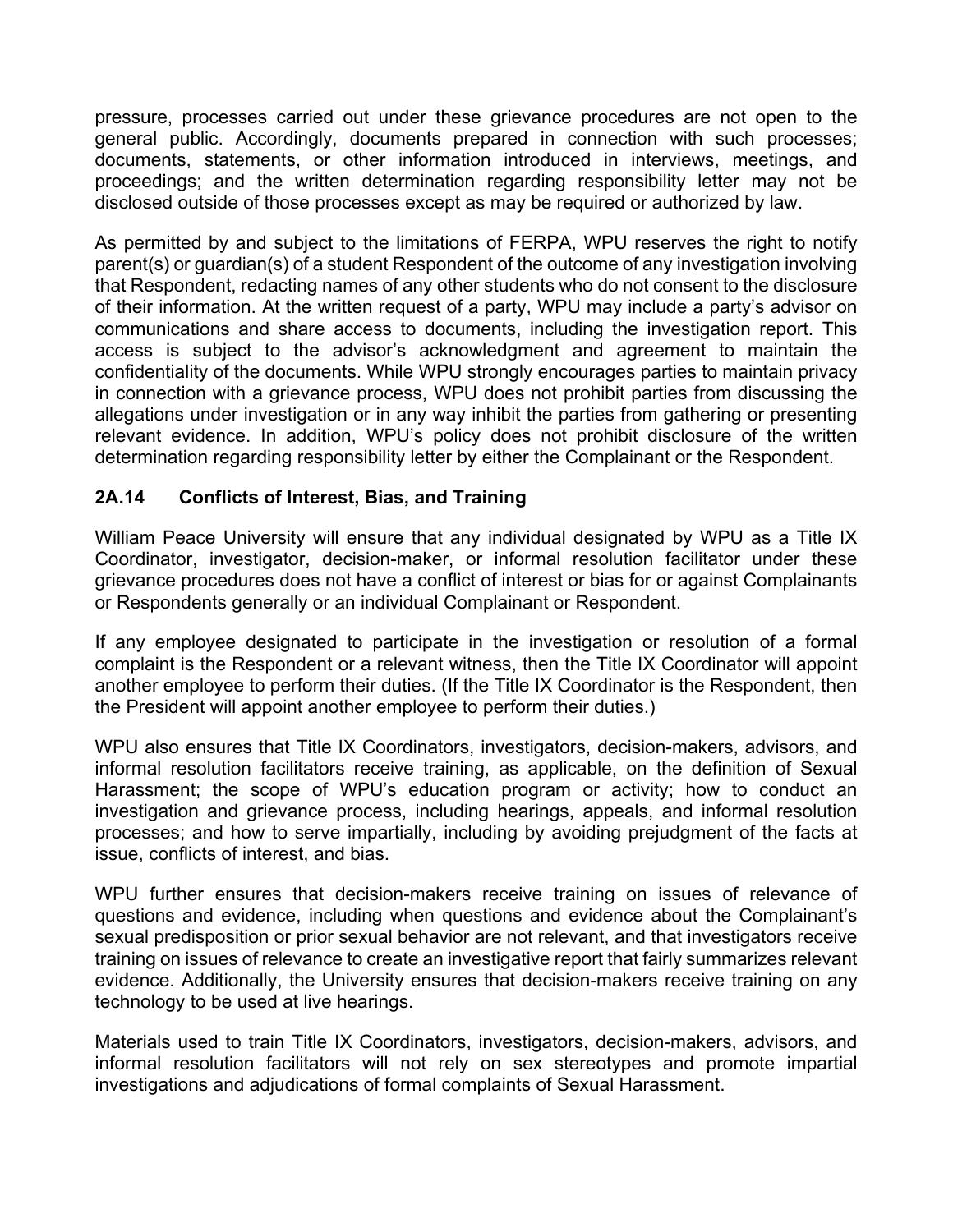pressure, processes carried out under these grievance procedures are not open to the general public. Accordingly, documents prepared in connection with such processes; documents, statements, or other information introduced in interviews, meetings, and proceedings; and the written determination regarding responsibility letter may not be disclosed outside of those processes except as may be required or authorized by law.

As permitted by and subject to the limitations of FERPA, WPU reserves the right to notify parent(s) or guardian(s) of a student Respondent of the outcome of any investigation involving that Respondent, redacting names of any other students who do not consent to the disclosure of their information. At the written request of a party, WPU may include a party's advisor on communications and share access to documents, including the investigation report. This access is subject to the advisor's acknowledgment and agreement to maintain the confidentiality of the documents. While WPU strongly encourages parties to maintain privacy in connection with a grievance process, WPU does not prohibit parties from discussing the allegations under investigation or in any way inhibit the parties from gathering or presenting relevant evidence. In addition, WPU's policy does not prohibit disclosure of the written determination regarding responsibility letter by either the Complainant or the Respondent.

### 2A.14 Conflicts of Interest, Bias, and Training

William Peace University will ensure that any individual designated by WPU as a Title IX Coordinator, investigator, decision-maker, or informal resolution facilitator under these grievance procedures does not have a conflict of interest or bias for or against Complainants or Respondents generally or an individual Complainant or Respondent.

If any employee designated to participate in the investigation or resolution of a formal complaint is the Respondent or a relevant witness, then the Title IX Coordinator will appoint another employee to perform their duties. (If the Title IX Coordinator is the Respondent, then the President will appoint another employee to perform their duties.)

WPU also ensures that Title IX Coordinators, investigators, decision-makers, advisors, and informal resolution facilitators receive training, as applicable, on the definition of Sexual Harassment; the scope of WPU's education program or activity; how to conduct an investigation and grievance process, including hearings, appeals, and informal resolution processes; and how to serve impartially, including by avoiding prejudgment of the facts at issue, conflicts of interest, and bias.

WPU further ensures that decision-makers receive training on issues of relevance of questions and evidence, including when questions and evidence about the Complainant's sexual predisposition or prior sexual behavior are not relevant, and that investigators receive training on issues of relevance to create an investigative report that fairly summarizes relevant evidence. Additionally, the University ensures that decision-makers receive training on any technology to be used at live hearings.

Materials used to train Title IX Coordinators, investigators, decision-makers, advisors, and informal resolution facilitators will not rely on sex stereotypes and promote impartial investigations and adjudications of formal complaints of Sexual Harassment.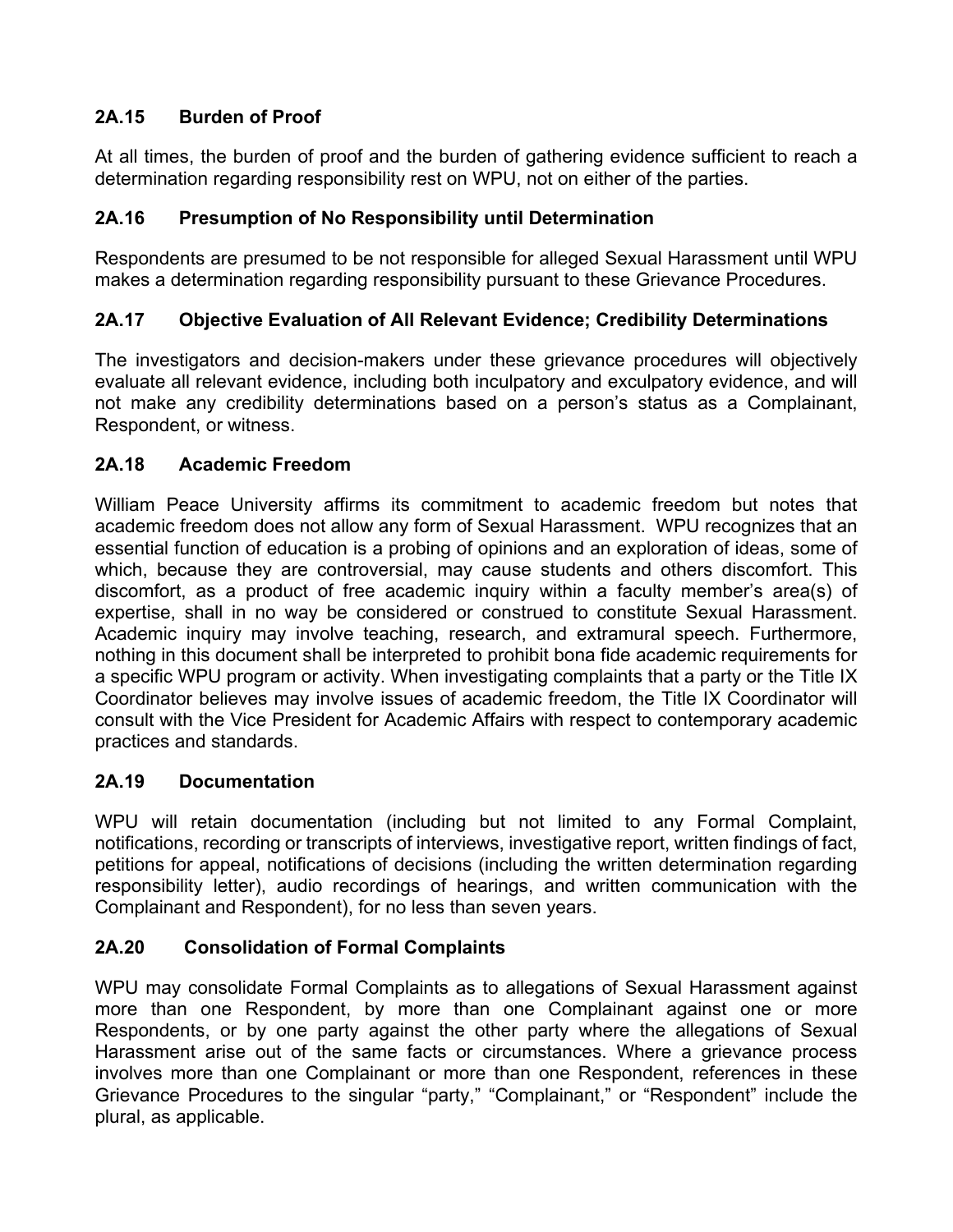### 2A.15 Burden of Proof

At all times, the burden of proof and the burden of gathering evidence sufficient to reach a determination regarding responsibility rest on WPU, not on either of the parties.

### 2A.16 Presumption of No Responsibility until Determination

Respondents are presumed to be not responsible for alleged Sexual Harassment until WPU makes a determination regarding responsibility pursuant to these Grievance Procedures.

### 2A.17 Objective Evaluation of All Relevant Evidence; Credibility Determinations

The investigators and decision-makers under these grievance procedures will objectively evaluate all relevant evidence, including both inculpatory and exculpatory evidence, and will not make any credibility determinations based on a person's status as a Complainant, Respondent, or witness.

### 2A.18 Academic Freedom

William Peace University affirms its commitment to academic freedom but notes that academic freedom does not allow any form of Sexual Harassment. WPU recognizes that an essential function of education is a probing of opinions and an exploration of ideas, some of which, because they are controversial, may cause students and others discomfort. This discomfort, as a product of free academic inquiry within a faculty member's area(s) of expertise, shall in no way be considered or construed to constitute Sexual Harassment. Academic inquiry may involve teaching, research, and extramural speech. Furthermore, nothing in this document shall be interpreted to prohibit bona fide academic requirements for a specific WPU program or activity. When investigating complaints that a party or the Title IX Coordinator believes may involve issues of academic freedom, the Title IX Coordinator will consult with the Vice President for Academic Affairs with respect to contemporary academic practices and standards.

### 2A.19 Documentation

WPU will retain documentation (including but not limited to any Formal Complaint, notifications, recording or transcripts of interviews, investigative report, written findings of fact, petitions for appeal, notifications of decisions (including the written determination regarding responsibility letter), audio recordings of hearings, and written communication with the Complainant and Respondent), for no less than seven years.

### 2A.20 Consolidation of Formal Complaints

WPU may consolidate Formal Complaints as to allegations of Sexual Harassment against more than one Respondent, by more than one Complainant against one or more Respondents, or by one party against the other party where the allegations of Sexual Harassment arise out of the same facts or circumstances. Where a grievance process involves more than one Complainant or more than one Respondent, references in these Grievance Procedures to the singular "party," "Complainant," or "Respondent" include the plural, as applicable.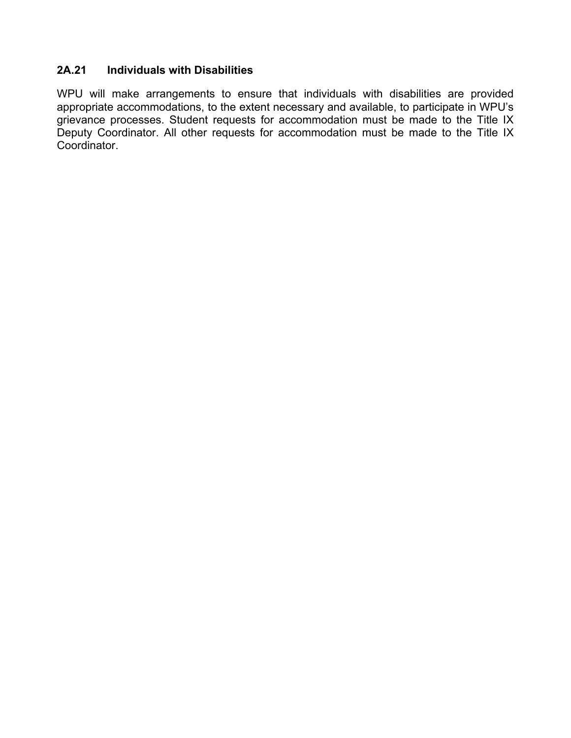### 2A.21 Individuals with Disabilities

WPU will make arrangements to ensure that individuals with disabilities are provided appropriate accommodations, to the extent necessary and available, to participate in WPU's grievance processes. Student requests for accommodation must be made to the Title IX Deputy Coordinator. All other requests for accommodation must be made to the Title IX Coordinator.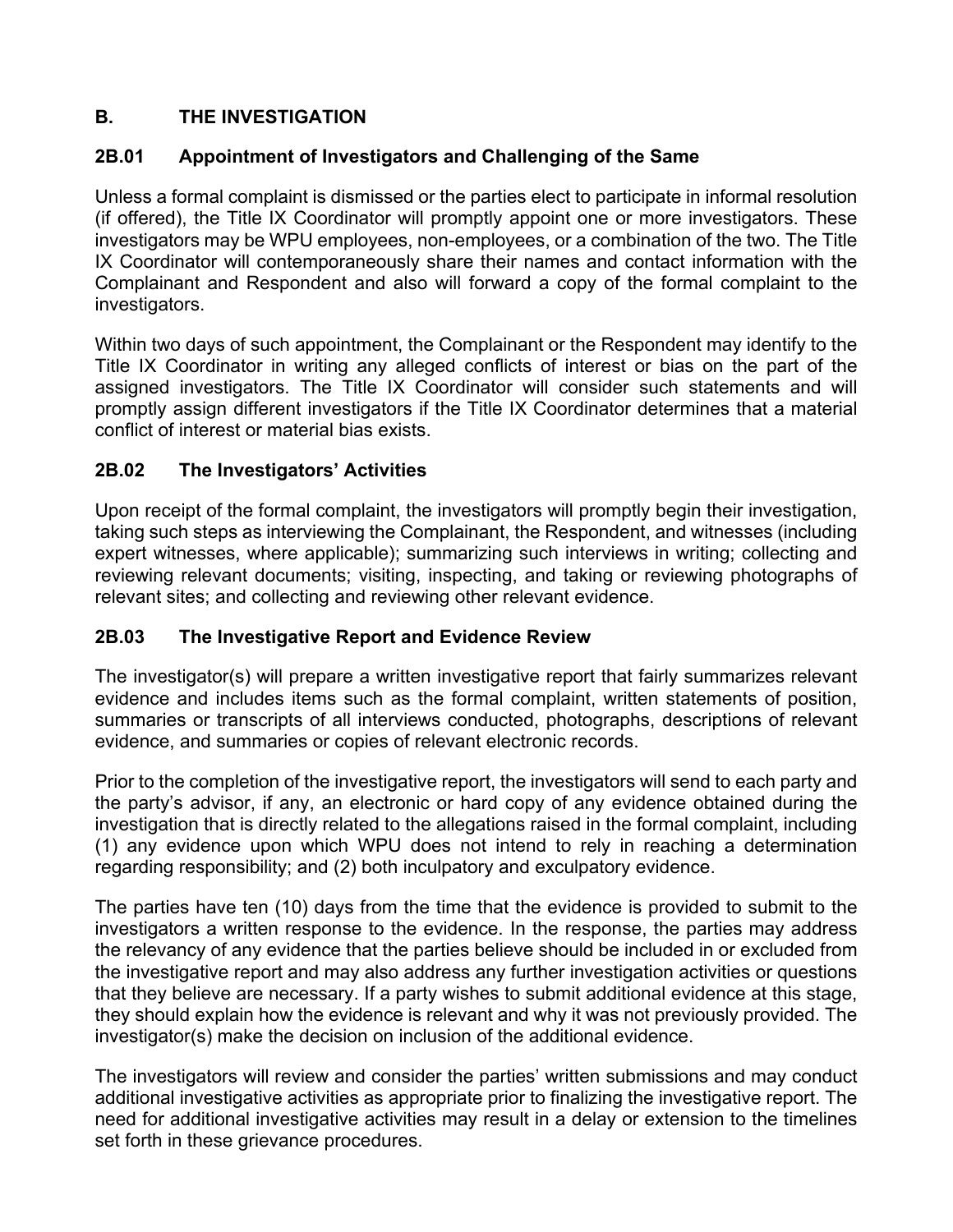## B. THE INVESTIGATION

### 2B.01 Appointment of Investigators and Challenging of the Same

Unless a formal complaint is dismissed or the parties elect to participate in informal resolution (if offered), the Title IX Coordinator will promptly appoint one or more investigators. These investigators may be WPU employees, non-employees, or a combination of the two. The Title IX Coordinator will contemporaneously share their names and contact information with the Complainant and Respondent and also will forward a copy of the formal complaint to the investigators.

Within two days of such appointment, the Complainant or the Respondent may identify to the Title IX Coordinator in writing any alleged conflicts of interest or bias on the part of the assigned investigators. The Title IX Coordinator will consider such statements and will promptly assign different investigators if the Title IX Coordinator determines that a material conflict of interest or material bias exists.

### 2B.02 The Investigators' Activities

Upon receipt of the formal complaint, the investigators will promptly begin their investigation, taking such steps as interviewing the Complainant, the Respondent, and witnesses (including expert witnesses, where applicable); summarizing such interviews in writing; collecting and reviewing relevant documents; visiting, inspecting, and taking or reviewing photographs of relevant sites; and collecting and reviewing other relevant evidence.

### 2B.03 The Investigative Report and Evidence Review

The investigator(s) will prepare a written investigative report that fairly summarizes relevant evidence and includes items such as the formal complaint, written statements of position, summaries or transcripts of all interviews conducted, photographs, descriptions of relevant evidence, and summaries or copies of relevant electronic records.

Prior to the completion of the investigative report, the investigators will send to each party and the party's advisor, if any, an electronic or hard copy of any evidence obtained during the investigation that is directly related to the allegations raised in the formal complaint, including (1) any evidence upon which WPU does not intend to rely in reaching a determination regarding responsibility; and (2) both inculpatory and exculpatory evidence.

The parties have ten (10) days from the time that the evidence is provided to submit to the investigators a written response to the evidence. In the response, the parties may address the relevancy of any evidence that the parties believe should be included in or excluded from the investigative report and may also address any further investigation activities or questions that they believe are necessary. If a party wishes to submit additional evidence at this stage, they should explain how the evidence is relevant and why it was not previously provided. The investigator(s) make the decision on inclusion of the additional evidence.

The investigators will review and consider the parties' written submissions and may conduct additional investigative activities as appropriate prior to finalizing the investigative report. The need for additional investigative activities may result in a delay or extension to the timelines set forth in these grievance procedures.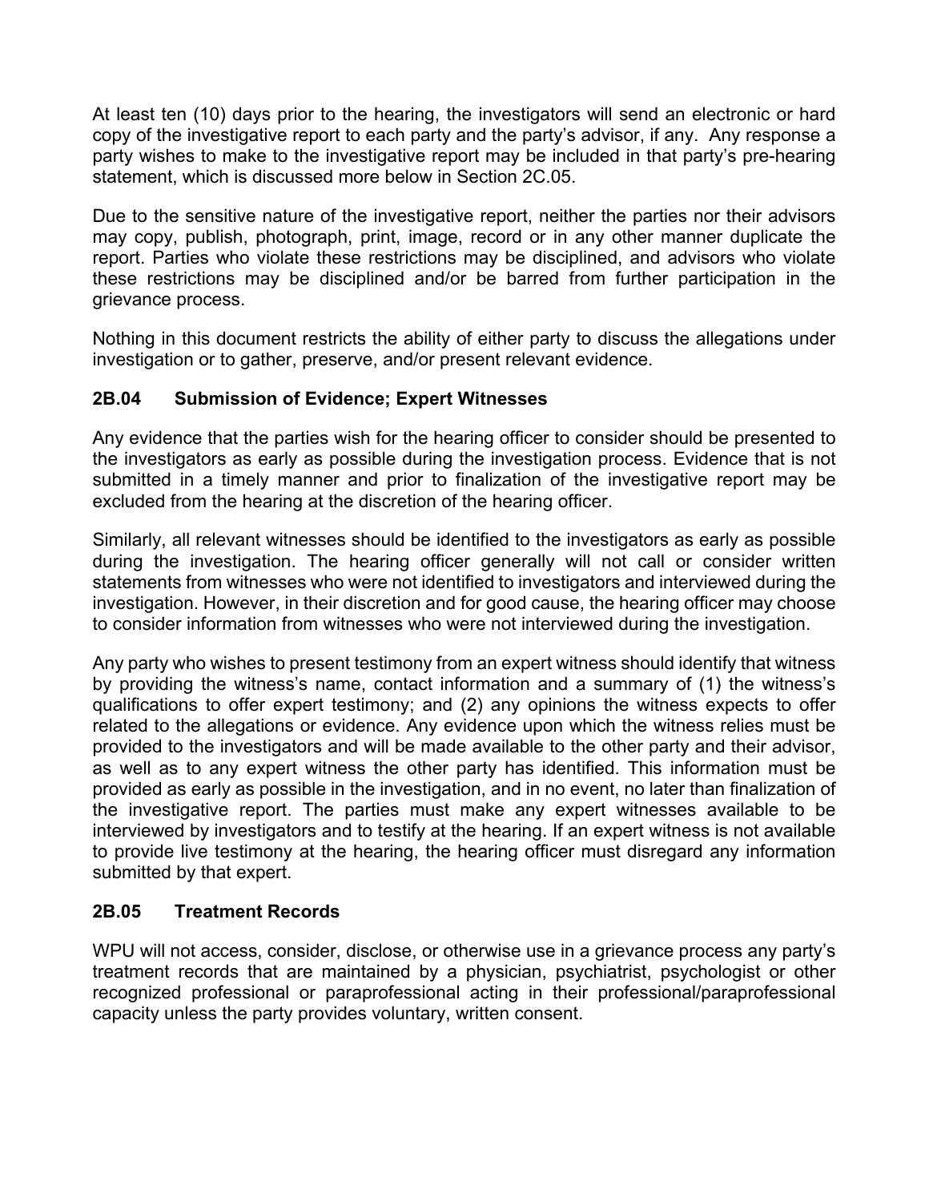At least ten (10) days prior to the hearing, the investigators will send an electronic or hard copy of the investigative report to each party and the party's advisor, if any. Any response a party wishes to make to the investigative report may be included in that party's pre-hearing statement, which is discussed more below in Section 2C.05.

Due to the sensitive nature of the investigative report, neither the parties nor their advisors may copy, publish, photograph, print, image, record or in any other manner duplicate the report. Parties who violate these restrictions may be disciplined, and advisors who violate these restrictions may be disciplined and/or be barred from further participation in the grievance process.

Nothing in this document restricts the ability of either party to discuss the allegations under investigation or to gather, preserve, and/or present relevant evidence.

### 2B.04 Submission of Evidence; Expert Witnesses

Any evidence that the parties wish for the hearing officer to consider should be presented to the investigators as early as possible during the investigation process. Evidence that is not submitted in a timely manner and prior to finalization of the investigative report may be excluded from the hearing at the discretion of the hearing officer.

Similarly, all relevant witnesses should be identified to the investigators as early as possible during the investigation. The hearing officer generally will not call or consider written statements from witnesses who were not identified to investigators and interviewed during the investigation. However, in their discretion and for good cause, the hearing officer may choose to consider information from witnesses who were not interviewed during the investigation.

Any party who wishes to present testimony from an expert witness should identify that witness by providing the witness's name, contact information and a summary of (1) the witness's qualifications to offer expert testimony; and (2) any opinions the witness expects to offer related to the allegations or evidence. Any evidence upon which the witness relies must be provided to the investigators and will be made available to the other party and their advisor, as well as to any expert witness the other party has identified. This information must be provided as early as possible in the investigation, and in no event, no later than finalization of the investigative report. The parties must make any expert witnesses available to be interviewed by investigators and to testify at the hearing. If an expert witness is not available to provide live testimony at the hearing, the hearing officer must disregard any information submitted by that expert.

### 2B.05 Treatment Records

WPU will not access, consider, disclose, or otherwise use in a grievance process any party's treatment records that are maintained by a physician, psychiatrist, psychologist or other recognized professional or paraprofessional acting in their professional/paraprofessional capacity unless the party provides voluntary, written consent.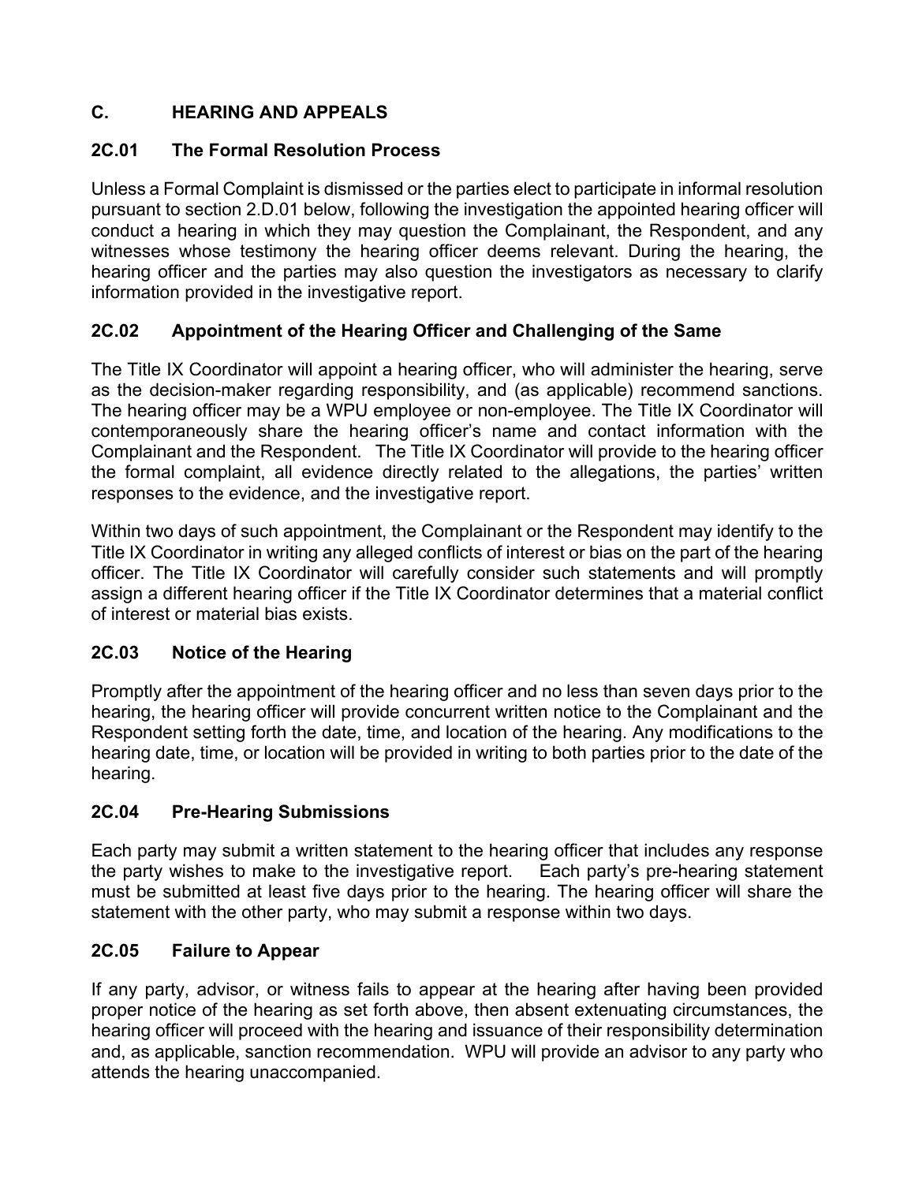## C. HEARING AND APPEALS

### 2C.01 The Formal Resolution Process

Unless a Formal Complaint is dismissed or the parties elect to participate in informal resolution pursuant to section 2.D.01 below, following the investigation the appointed hearing officer will conduct a hearing in which they may question the Complainant, the Respondent, and any witnesses whose testimony the hearing officer deems relevant. During the hearing, the hearing officer and the parties may also question the investigators as necessary to clarify information provided in the investigative report.

### 2C.02 Appointment of the Hearing Officer and Challenging of the Same

The Title IX Coordinator will appoint a hearing officer, who will administer the hearing, serve as the decision-maker regarding responsibility, and (as applicable) recommend sanctions. The hearing officer may be a WPU employee or non-employee. The Title IX Coordinator will contemporaneously share the hearing officer's name and contact information with the Complainant and the Respondent. The Title IX Coordinator will provide to the hearing officer the formal complaint, all evidence directly related to the allegations, the parties' written responses to the evidence, and the investigative report.

Within two days of such appointment, the Complainant or the Respondent may identify to the Title IX Coordinator in writing any alleged conflicts of interest or bias on the part of the hearing officer. The Title IX Coordinator will carefully consider such statements and will promptly assign a different hearing officer if the Title IX Coordinator determines that a material conflict of interest or material bias exists.

### 2C.03 Notice of the Hearing

Promptly after the appointment of the hearing officer and no less than seven days prior to the hearing, the hearing officer will provide concurrent written notice to the Complainant and the Respondent setting forth the date, time, and location of the hearing. Any modifications to the hearing date, time, or location will be provided in writing to both parties prior to the date of the hearing.

### 2C.04 Pre-Hearing Submissions

Each party may submit a written statement to the hearing officer that includes any response the party wishes to make to the investigative report. Each party's pre-hearing statement must be submitted at least five days prior to the hearing. The hearing officer will share the statement with the other party, who may submit a response within two days.

### 2C.05 Failure to Appear

If any party, advisor, or witness fails to appear at the hearing after having been provided proper notice of the hearing as set forth above, then absent extenuating circumstances, the hearing officer will proceed with the hearing and issuance of their responsibility determination and, as applicable, sanction recommendation. WPU will provide an advisor to any party who attends the hearing unaccompanied.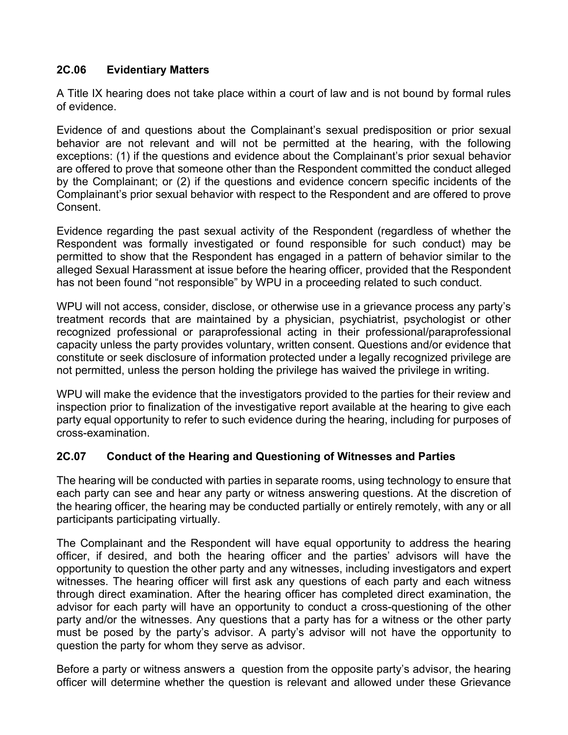### 2C.06 Evidentiary Matters

A Title IX hearing does not take place within a court of law and is not bound by formal rules of evidence.

Evidence of and questions about the Complainant's sexual predisposition or prior sexual behavior are not relevant and will not be permitted at the hearing, with the following exceptions: (1) if the questions and evidence about the Complainant's prior sexual behavior are offered to prove that someone other than the Respondent committed the conduct alleged by the Complainant; or (2) if the questions and evidence concern specific incidents of the Complainant's prior sexual behavior with respect to the Respondent and are offered to prove Consent.

Evidence regarding the past sexual activity of the Respondent (regardless of whether the Respondent was formally investigated or found responsible for such conduct) may be permitted to show that the Respondent has engaged in a pattern of behavior similar to the alleged Sexual Harassment at issue before the hearing officer, provided that the Respondent has not been found "not responsible" by WPU in a proceeding related to such conduct.

WPU will not access, consider, disclose, or otherwise use in a grievance process any party's treatment records that are maintained by a physician, psychiatrist, psychologist or other recognized professional or paraprofessional acting in their professional/paraprofessional capacity unless the party provides voluntary, written consent. Questions and/or evidence that constitute or seek disclosure of information protected under a legally recognized privilege are not permitted, unless the person holding the privilege has waived the privilege in writing.

WPU will make the evidence that the investigators provided to the parties for their review and inspection prior to finalization of the investigative report available at the hearing to give each party equal opportunity to refer to such evidence during the hearing, including for purposes of cross-examination.

### 2C.07 Conduct of the Hearing and Questioning of Witnesses and Parties

The hearing will be conducted with parties in separate rooms, using technology to ensure that each party can see and hear any party or witness answering questions. At the discretion of the hearing officer, the hearing may be conducted partially or entirely remotely, with any or all participants participating virtually.

The Complainant and the Respondent will have equal opportunity to address the hearing officer, if desired, and both the hearing officer and the parties' advisors will have the opportunity to question the other party and any witnesses, including investigators and expert witnesses. The hearing officer will first ask any questions of each party and each witness through direct examination. After the hearing officer has completed direct examination, the advisor for each party will have an opportunity to conduct a cross-questioning of the other party and/or the witnesses. Any questions that a party has for a witness or the other party must be posed by the party's advisor. A party's advisor will not have the opportunity to question the party for whom they serve as advisor.

Before a party or witness answers a question from the opposite party's advisor, the hearing officer will determine whether the question is relevant and allowed under these Grievance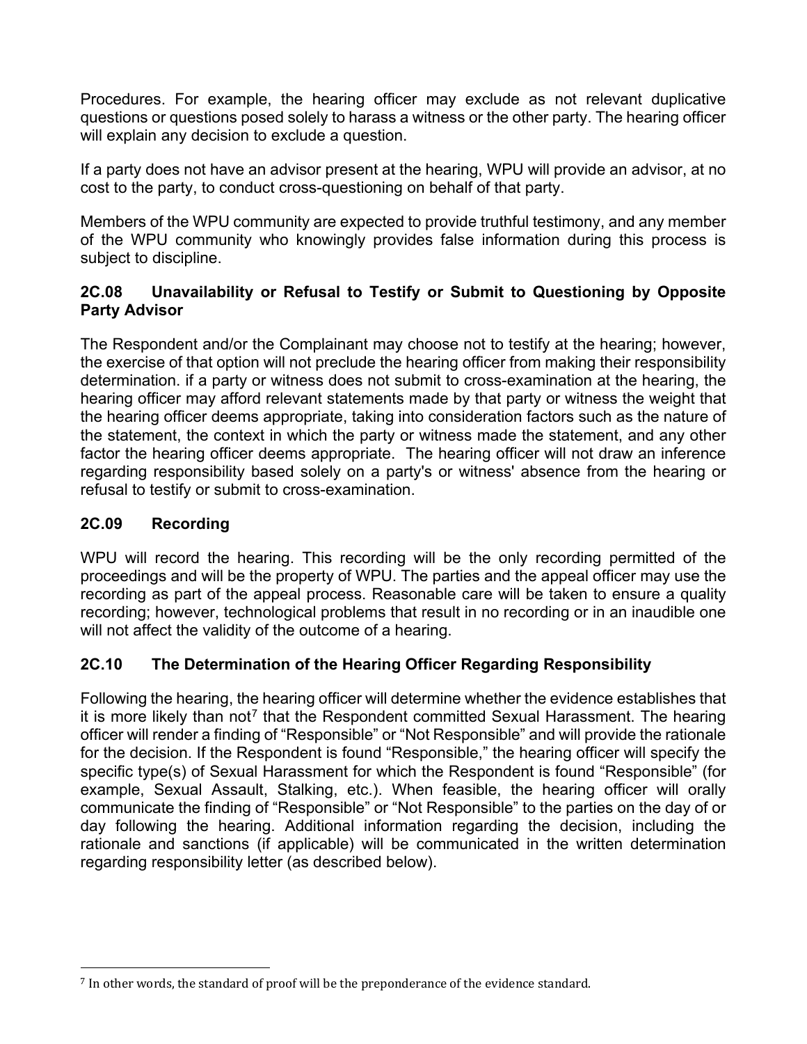Procedures. For example, the hearing officer may exclude as not relevant duplicative questions or questions posed solely to harass a witness or the other party. The hearing officer will explain any decision to exclude a question.

If a party does not have an advisor present at the hearing, WPU will provide an advisor, at no cost to the party, to conduct cross-questioning on behalf of that party.

Members of the WPU community are expected to provide truthful testimony, and any member of the WPU community who knowingly provides false information during this process is subject to discipline.

### 2C.08 Unavailability or Refusal to Testify or Submit to Questioning by Opposite Party Advisor

The Respondent and/or the Complainant may choose not to testify at the hearing; however, the exercise of that option will not preclude the hearing officer from making their responsibility determination. if a party or witness does not submit to cross-examination at the hearing, the hearing officer may afford relevant statements made by that party or witness the weight that the hearing officer deems appropriate, taking into consideration factors such as the nature of the statement, the context in which the party or witness made the statement, and any other factor the hearing officer deems appropriate. The hearing officer will not draw an inference regarding responsibility based solely on a party's or witness' absence from the hearing or refusal to testify or submit to cross-examination.

### 2C.09 Recording

WPU will record the hearing. This recording will be the only recording permitted of the proceedings and will be the property of WPU. The parties and the appeal officer may use the recording as part of the appeal process. Reasonable care will be taken to ensure a quality recording; however, technological problems that result in no recording or in an inaudible one will not affect the validity of the outcome of a hearing.

### 2C.10 The Determination of the Hearing Officer Regarding Responsibility

Following the hearing, the hearing officer will determine whether the evidence establishes that it is more likely than not[7] that the Respondent committed Sexual Harassment. The hearing officer will render a finding of "Responsible" or "Not Responsible" and will provide the rationale for the decision. If the Respondent is found "Responsible," the hearing officer will specify the specific type(s) of Sexual Harassment for which the Respondent is found "Responsible" (for example, Sexual Assault, Stalking, etc.). When feasible, the hearing officer will orally communicate the finding of "Responsible" or "Not Responsible" to the parties on the day of or day following the hearing. Additional information regarding the decision, including the rationale and sanctions (if applicable) will be communicated in the written determination regarding responsibility letter (as described below).

[7] In other words, the standard of proof will be the preponderance of the evidence standard.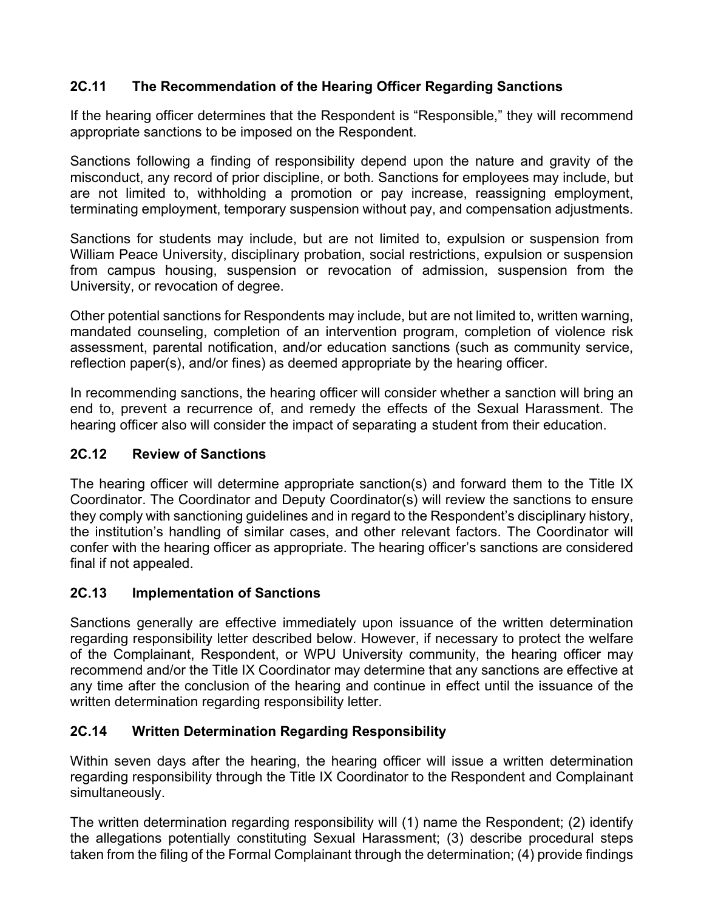### 2C.11 The Recommendation of the Hearing Officer Regarding Sanctions

If the hearing officer determines that the Respondent is "Responsible," they will recommend appropriate sanctions to be imposed on the Respondent.

Sanctions following a finding of responsibility depend upon the nature and gravity of the misconduct, any record of prior discipline, or both. Sanctions for employees may include, but are not limited to, withholding a promotion or pay increase, reassigning employment, terminating employment, temporary suspension without pay, and compensation adjustments.

Sanctions for students may include, but are not limited to, expulsion or suspension from William Peace University, disciplinary probation, social restrictions, expulsion or suspension from campus housing, suspension or revocation of admission, suspension from the University, or revocation of degree.

Other potential sanctions for Respondents may include, but are not limited to, written warning, mandated counseling, completion of an intervention program, completion of violence risk assessment, parental notification, and/or education sanctions (such as community service, reflection paper(s), and/or fines) as deemed appropriate by the hearing officer.

In recommending sanctions, the hearing officer will consider whether a sanction will bring an end to, prevent a recurrence of, and remedy the effects of the Sexual Harassment. The hearing officer also will consider the impact of separating a student from their education.

### 2C.12 Review of Sanctions

The hearing officer will determine appropriate sanction(s) and forward them to the Title IX Coordinator. The Coordinator and Deputy Coordinator(s) will review the sanctions to ensure they comply with sanctioning guidelines and in regard to the Respondent's disciplinary history, the institution's handling of similar cases, and other relevant factors. The Coordinator will confer with the hearing officer as appropriate. The hearing officer's sanctions are considered final if not appealed.

### 2C.13 Implementation of Sanctions

Sanctions generally are effective immediately upon issuance of the written determination regarding responsibility letter described below. However, if necessary to protect the welfare of the Complainant, Respondent, or WPU University community, the hearing officer may recommend and/or the Title IX Coordinator may determine that any sanctions are effective at any time after the conclusion of the hearing and continue in effect until the issuance of the written determination regarding responsibility letter.

### 2C.14 Written Determination Regarding Responsibility

Within seven days after the hearing, the hearing officer will issue a written determination regarding responsibility through the Title IX Coordinator to the Respondent and Complainant simultaneously.

The written determination regarding responsibility will (1) name the Respondent; (2) identify the allegations potentially constituting Sexual Harassment; (3) describe procedural steps taken from the filing of the Formal Complainant through the determination; (4) provide findings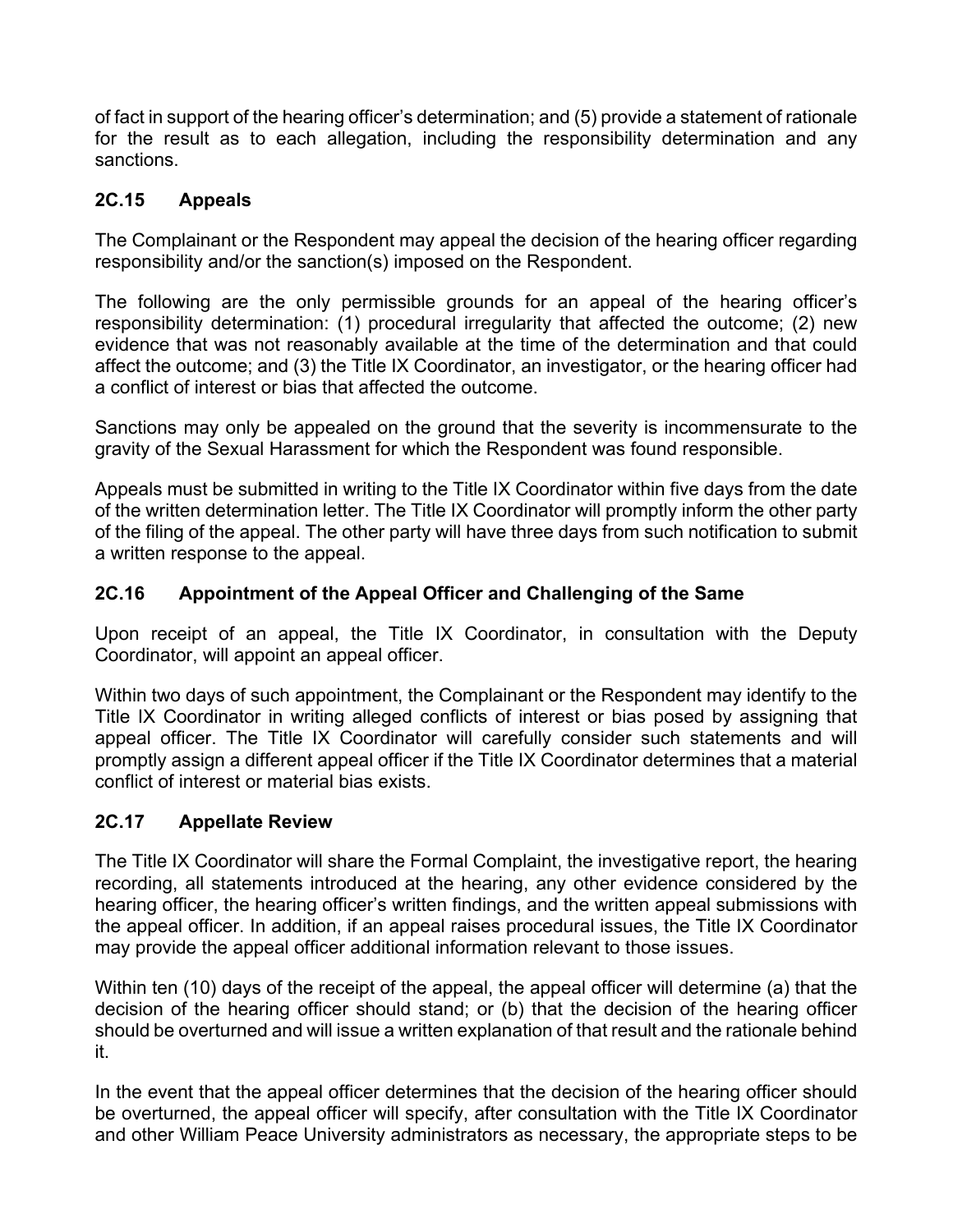of fact in support of the hearing officer's determination; and (5) provide a statement of rationale for the result as to each allegation, including the responsibility determination and any sanctions.

### 2C.15 Appeals

The Complainant or the Respondent may appeal the decision of the hearing officer regarding responsibility and/or the sanction(s) imposed on the Respondent.

The following are the only permissible grounds for an appeal of the hearing officer's responsibility determination: (1) procedural irregularity that affected the outcome; (2) new evidence that was not reasonably available at the time of the determination and that could affect the outcome; and (3) the Title IX Coordinator, an investigator, or the hearing officer had a conflict of interest or bias that affected the outcome.

Sanctions may only be appealed on the ground that the severity is incommensurate to the gravity of the Sexual Harassment for which the Respondent was found responsible.

Appeals must be submitted in writing to the Title IX Coordinator within five days from the date of the written determination letter. The Title IX Coordinator will promptly inform the other party of the filing of the appeal. The other party will have three days from such notification to submit a written response to the appeal.

### 2C.16 Appointment of the Appeal Officer and Challenging of the Same

Upon receipt of an appeal, the Title IX Coordinator, in consultation with the Deputy Coordinator, will appoint an appeal officer.

Within two days of such appointment, the Complainant or the Respondent may identify to the Title IX Coordinator in writing alleged conflicts of interest or bias posed by assigning that appeal officer. The Title IX Coordinator will carefully consider such statements and will promptly assign a different appeal officer if the Title IX Coordinator determines that a material conflict of interest or material bias exists.

### 2C.17 Appellate Review

The Title IX Coordinator will share the Formal Complaint, the investigative report, the hearing recording, all statements introduced at the hearing, any other evidence considered by the hearing officer, the hearing officer's written findings, and the written appeal submissions with the appeal officer. In addition, if an appeal raises procedural issues, the Title IX Coordinator may provide the appeal officer additional information relevant to those issues.

Within ten (10) days of the receipt of the appeal, the appeal officer will determine (a) that the decision of the hearing officer should stand; or (b) that the decision of the hearing officer should be overturned and will issue a written explanation of that result and the rationale behind it.

In the event that the appeal officer determines that the decision of the hearing officer should be overturned, the appeal officer will specify, after consultation with the Title IX Coordinator and other William Peace University administrators as necessary, the appropriate steps to be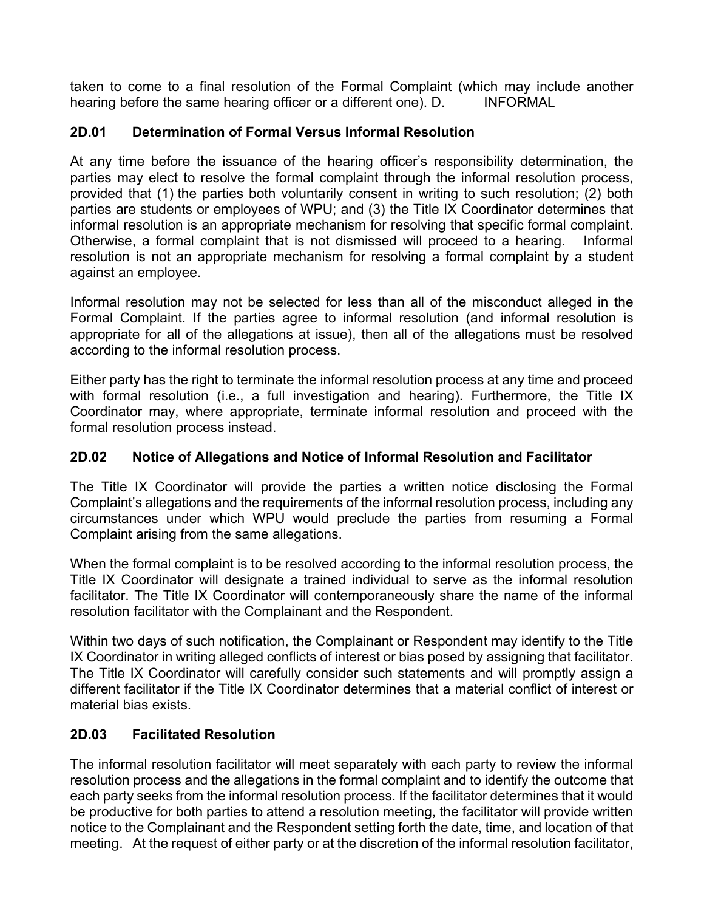taken to come to a final resolution of the Formal Complaint (which may include another hearing before the same hearing officer or a different one). D. INFORMAL

### 2D.01 Determination of Formal Versus Informal Resolution

At any time before the issuance of the hearing officer's responsibility determination, the parties may elect to resolve the formal complaint through the informal resolution process, provided that (1) the parties both voluntarily consent in writing to such resolution; (2) both parties are students or employees of WPU; and (3) the Title IX Coordinator determines that informal resolution is an appropriate mechanism for resolving that specific formal complaint. Otherwise, a formal complaint that is not dismissed will proceed to a hearing. Informal resolution is not an appropriate mechanism for resolving a formal complaint by a student against an employee.

Informal resolution may not be selected for less than all of the misconduct alleged in the Formal Complaint. If the parties agree to informal resolution (and informal resolution is appropriate for all of the allegations at issue), then all of the allegations must be resolved according to the informal resolution process.

Either party has the right to terminate the informal resolution process at any time and proceed with formal resolution (i.e., a full investigation and hearing). Furthermore, the Title IX Coordinator may, where appropriate, terminate informal resolution and proceed with the formal resolution process instead.

### 2D.02 Notice of Allegations and Notice of Informal Resolution and Facilitator

The Title IX Coordinator will provide the parties a written notice disclosing the Formal Complaint's allegations and the requirements of the informal resolution process, including any circumstances under which WPU would preclude the parties from resuming a Formal Complaint arising from the same allegations.

When the formal complaint is to be resolved according to the informal resolution process, the Title IX Coordinator will designate a trained individual to serve as the informal resolution facilitator. The Title IX Coordinator will contemporaneously share the name of the informal resolution facilitator with the Complainant and the Respondent.

Within two days of such notification, the Complainant or Respondent may identify to the Title IX Coordinator in writing alleged conflicts of interest or bias posed by assigning that facilitator. The Title IX Coordinator will carefully consider such statements and will promptly assign a different facilitator if the Title IX Coordinator determines that a material conflict of interest or material bias exists.

### 2D.03 Facilitated Resolution

The informal resolution facilitator will meet separately with each party to review the informal resolution process and the allegations in the formal complaint and to identify the outcome that each party seeks from the informal resolution process. If the facilitator determines that it would be productive for both parties to attend a resolution meeting, the facilitator will provide written notice to the Complainant and the Respondent setting forth the date, time, and location of that meeting. At the request of either party or at the discretion of the informal resolution facilitator,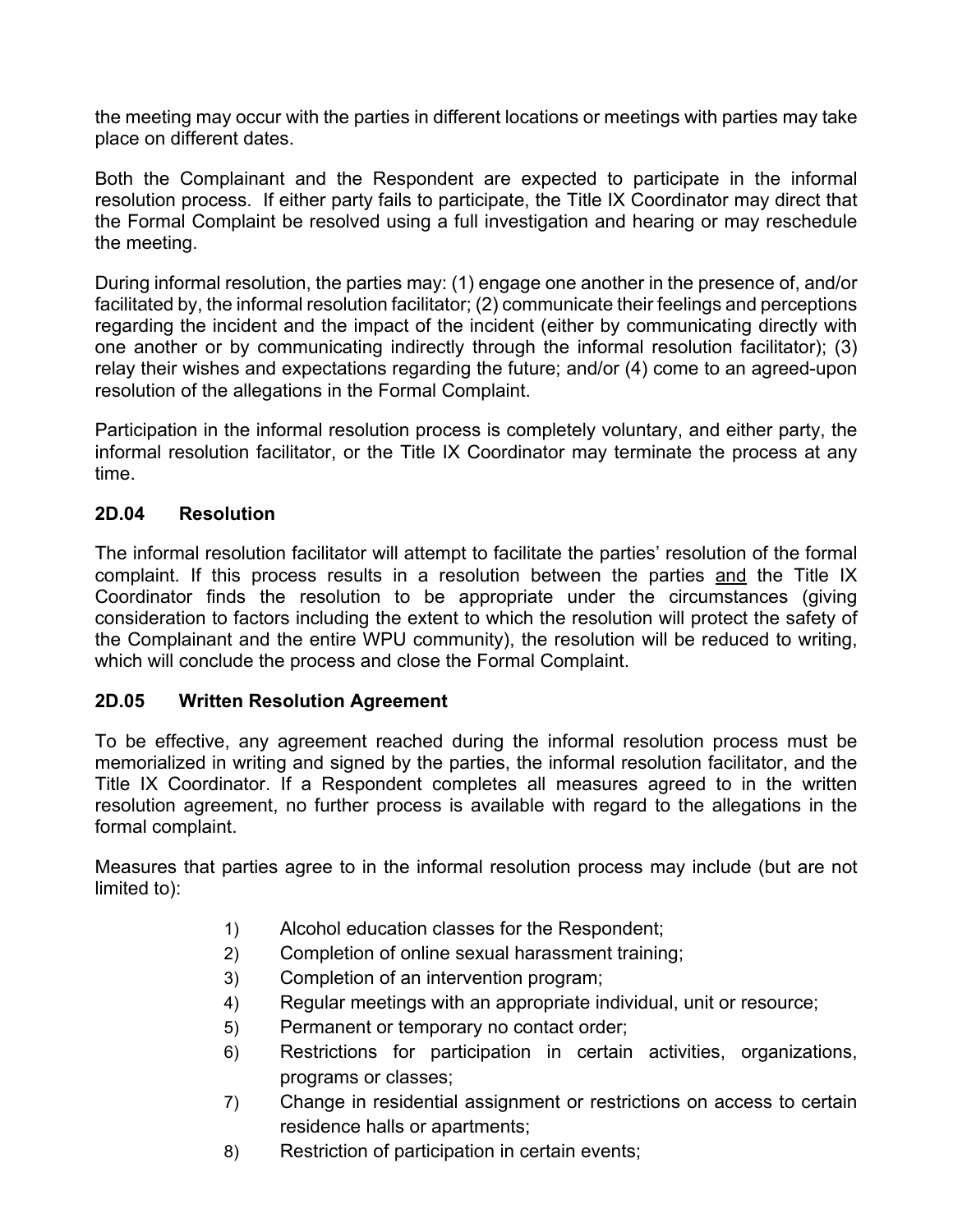the meeting may occur with the parties in different locations or meetings with parties may take place on different dates.

Both the Complainant and the Respondent are expected to participate in the informal resolution process. If either party fails to participate, the Title IX Coordinator may direct that the Formal Complaint be resolved using a full investigation and hearing or may reschedule the meeting.

During informal resolution, the parties may: (1) engage one another in the presence of, and/or facilitated by, the informal resolution facilitator; (2) communicate their feelings and perceptions regarding the incident and the impact of the incident (either by communicating directly with one another or by communicating indirectly through the informal resolution facilitator); (3) relay their wishes and expectations regarding the future; and/or (4) come to an agreed-upon resolution of the allegations in the Formal Complaint.

Participation in the informal resolution process is completely voluntary, and either party, the informal resolution facilitator, or the Title IX Coordinator may terminate the process at any time.

### 2D.04 Resolution

The informal resolution facilitator will attempt to facilitate the parties' resolution of the formal complaint. If this process results in a resolution between the parties <u>and</u> the Title IX Coordinator finds the resolution to be appropriate under the circumstances (giving consideration to factors including the extent to which the resolution will protect the safety of the Complainant and the entire WPU community), the resolution will be reduced to writing, which will conclude the process and close the Formal Complaint.

### 2D.05 Written Resolution Agreement

To be effective, any agreement reached during the informal resolution process must be memorialized in writing and signed by the parties, the informal resolution facilitator, and the Title IX Coordinator. If a Respondent completes all measures agreed to in the written resolution agreement, no further process is available with regard to the allegations in the formal complaint.

Measures that parties agree to in the informal resolution process may include (but are not limited to):

1) Alcohol education classes for the Respondent;
2) Completion of online sexual harassment training;
3) Completion of an intervention program;
4) Regular meetings with an appropriate individual, unit or resource;
5) Permanent or temporary no contact order;
6) Restrictions for participation in certain activities, organizations, programs or classes;
7) Change in residential assignment or restrictions on access to certain residence halls or apartments;
8) Restriction of participation in certain events;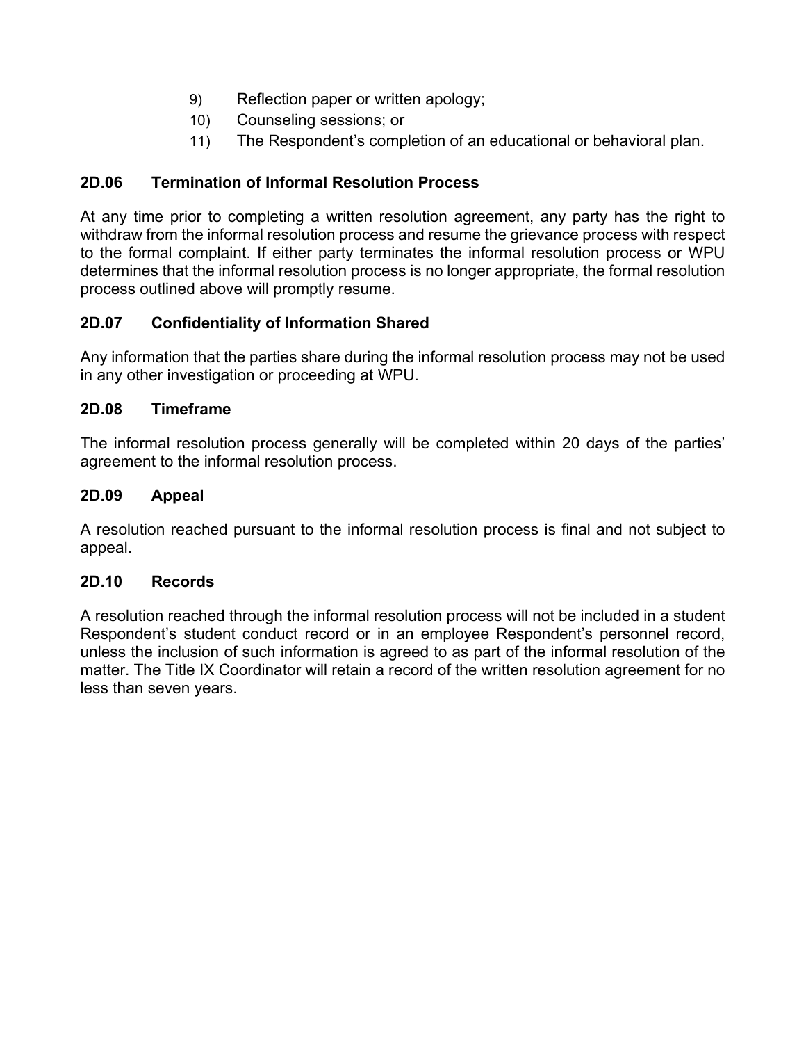9) Reflection paper or written apology;
10) Counseling sessions; or
11) The Respondent's completion of an educational or behavioral plan.

### 2D.06 Termination of Informal Resolution Process

At any time prior to completing a written resolution agreement, any party has the right to withdraw from the informal resolution process and resume the grievance process with respect to the formal complaint. If either party terminates the informal resolution process or WPU determines that the informal resolution process is no longer appropriate, the formal resolution process outlined above will promptly resume.

### 2D.07 Confidentiality of Information Shared

Any information that the parties share during the informal resolution process may not be used in any other investigation or proceeding at WPU.

### 2D.08 Timeframe

The informal resolution process generally will be completed within 20 days of the parties' agreement to the informal resolution process.

### 2D.09 Appeal

A resolution reached pursuant to the informal resolution process is final and not subject to appeal.

### 2D.10 Records

A resolution reached through the informal resolution process will not be included in a student Respondent's student conduct record or in an employee Respondent's personnel record, unless the inclusion of such information is agreed to as part of the informal resolution of the matter. The Title IX Coordinator will retain a record of the written resolution agreement for no less than seven years.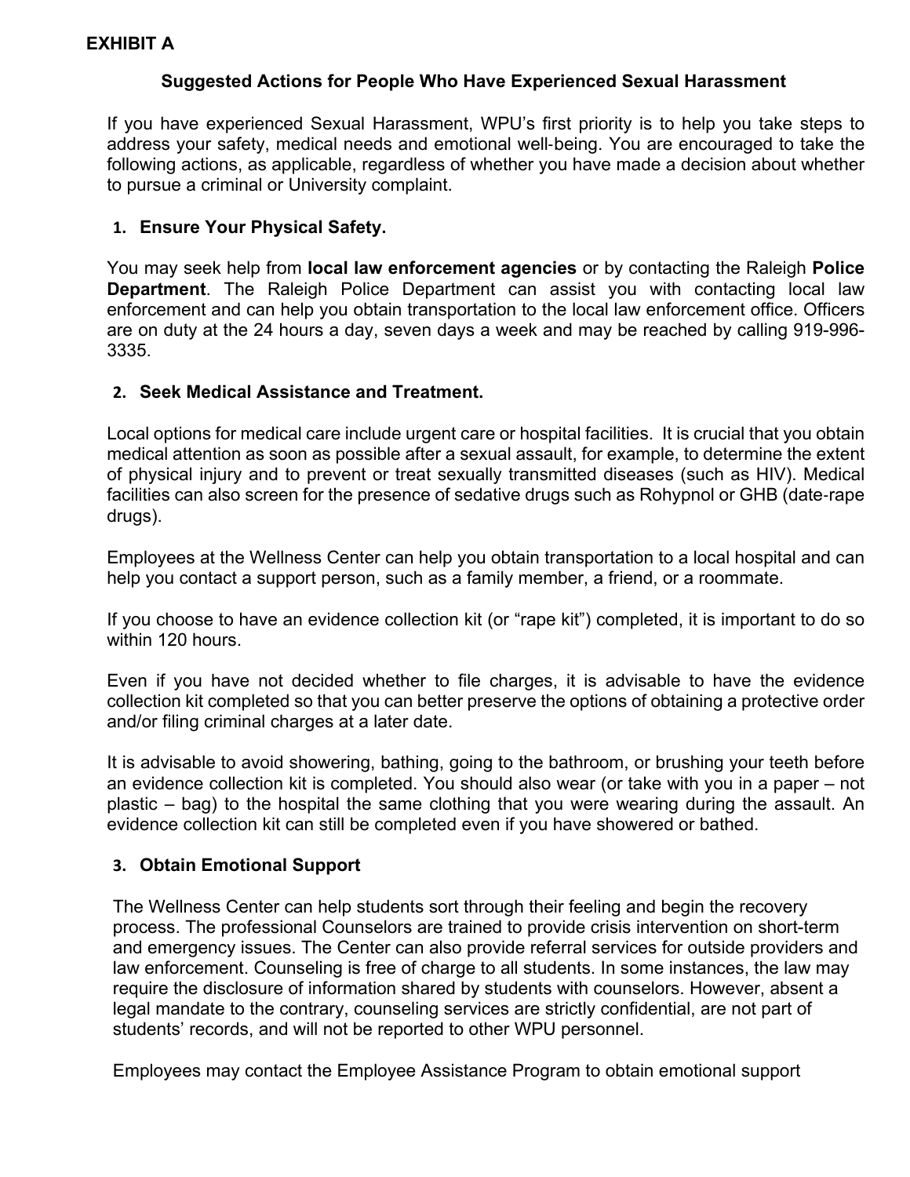**EXHIBIT A**

## Suggested Actions for People Who Have Experienced Sexual Harassment

If you have experienced Sexual Harassment, WPU's first priority is to help you take steps to address your safety, medical needs and emotional well-being. You are encouraged to take the following actions, as applicable, regardless of whether you have made a decision about whether to pursue a criminal or University complaint.

### 1. Ensure Your Physical Safety.

You may seek help from **local law enforcement agencies** or by contacting the Raleigh **Police Department**. The Raleigh Police Department can assist you with contacting local law enforcement and can help you obtain transportation to the local law enforcement office. Officers are on duty at the 24 hours a day, seven days a week and may be reached by calling 919-996-3335.

### 2. Seek Medical Assistance and Treatment.

Local options for medical care include urgent care or hospital facilities. It is crucial that you obtain medical attention as soon as possible after a sexual assault, for example, to determine the extent of physical injury and to prevent or treat sexually transmitted diseases (such as HIV). Medical facilities can also screen for the presence of sedative drugs such as Rohypnol or GHB (date-rape drugs).

Employees at the Wellness Center can help you obtain transportation to a local hospital and can help you contact a support person, such as a family member, a friend, or a roommate.

If you choose to have an evidence collection kit (or "rape kit") completed, it is important to do so within 120 hours.

Even if you have not decided whether to file charges, it is advisable to have the evidence collection kit completed so that you can better preserve the options of obtaining a protective order and/or filing criminal charges at a later date.

It is advisable to avoid showering, bathing, going to the bathroom, or brushing your teeth before an evidence collection kit is completed. You should also wear (or take with you in a paper – not plastic – bag) to the hospital the same clothing that you were wearing during the assault. An evidence collection kit can still be completed even if you have showered or bathed.

### 3. Obtain Emotional Support

The Wellness Center can help students sort through their feeling and begin the recovery process. The professional Counselors are trained to provide crisis intervention on short-term and emergency issues. The Center can also provide referral services for outside providers and law enforcement. Counseling is free of charge to all students. In some instances, the law may require the disclosure of information shared by students with counselors. However, absent a legal mandate to the contrary, counseling services are strictly confidential, are not part of students' records, and will not be reported to other WPU personnel.

Employees may contact the Employee Assistance Program to obtain emotional support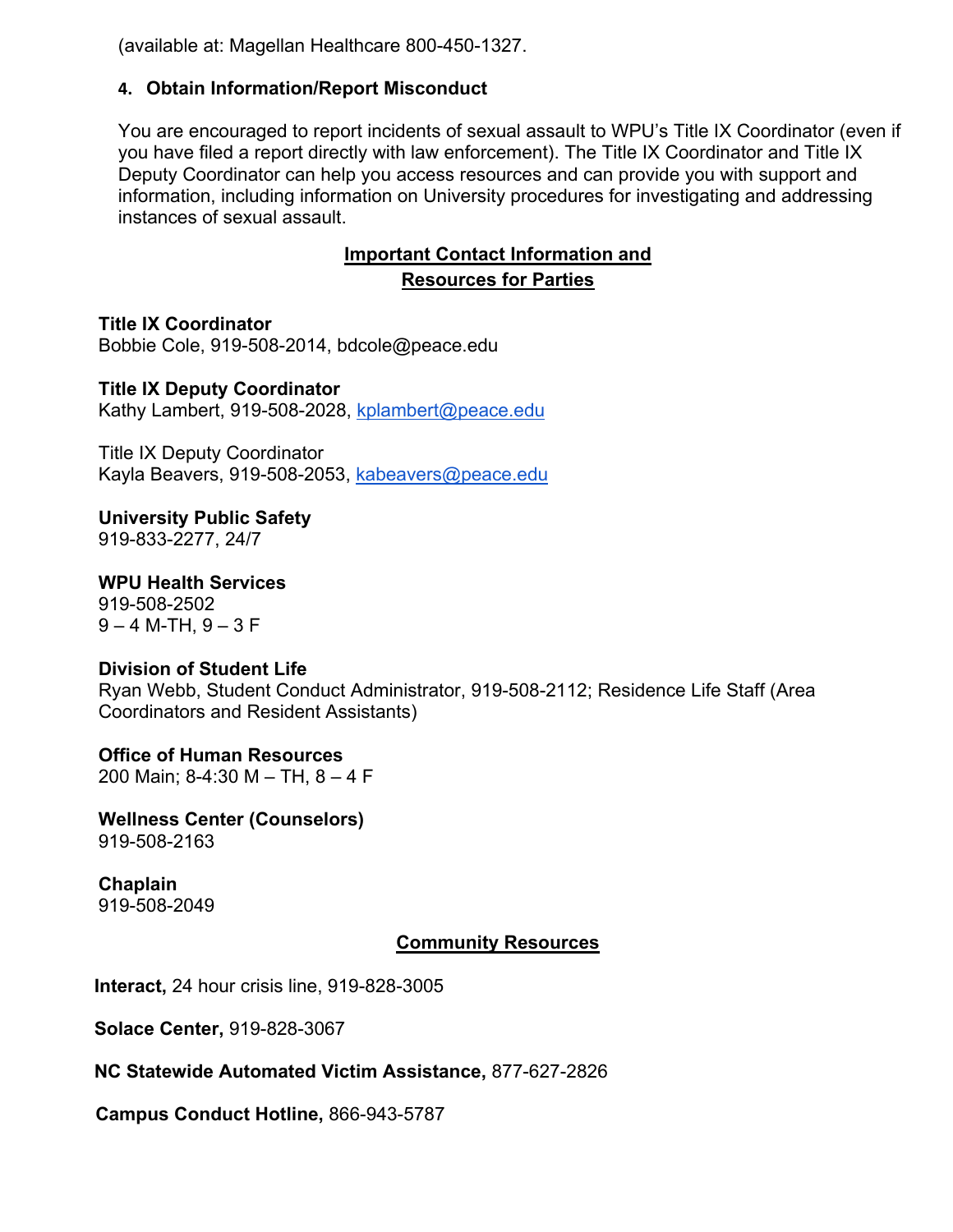(available at: Magellan Healthcare 800-450-1327.

4. **Obtain Information/Report Misconduct**

   You are encouraged to report incidents of sexual assault to WPU's Title IX Coordinator (even if you have filed a report directly with law enforcement). The Title IX Coordinator and Title IX Deputy Coordinator can help you access resources and can provide you with support and information, including information on University procedures for investigating and addressing instances of sexual assault.

## Important Contact Information and Resources for Parties

**Title IX Coordinator**
Bobbie Cole, 919-508-2014, bdcole@peace.edu

**Title IX Deputy Coordinator**
Kathy Lambert, 919-508-2028, kplambert@peace.edu

Title IX Deputy Coordinator
Kayla Beavers, 919-508-2053, kabeavers@peace.edu

**University Public Safety**
919-833-2277, 24/7

**WPU Health Services**
919-508-2502
9 – 4 M-TH, 9 – 3 F

**Division of Student Life**
Ryan Webb, Student Conduct Administrator, 919-508-2112; Residence Life Staff (Area Coordinators and Resident Assistants)

**Office of Human Resources**
200 Main; 8-4:30 M – TH, 8 – 4 F

**Wellness Center (Counselors)**
919-508-2163

**Chaplain**
919-508-2049

## Community Resources

**Interact,** 24 hour crisis line, 919-828-3005

**Solace Center,** 919-828-3067

**NC Statewide Automated Victim Assistance,** 877-627-2826

**Campus Conduct Hotline,** 866-943-5787